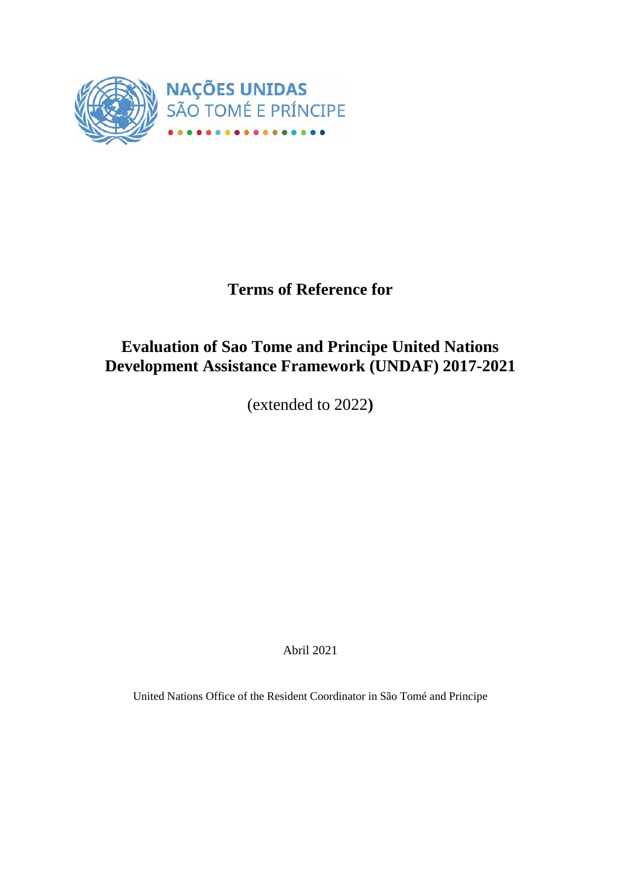NAÇÕES UNIDAS
SÃO TOMÉ E PRÍNCIPE

# Terms of Reference for

# Evaluation of Sao Tome and Principe United Nations Development Assistance Framework (UNDAF) 2017-2021

(extended to 2022**)**

Abril 2021

United Nations Office of the Resident Coordinator in São Tomé and Principe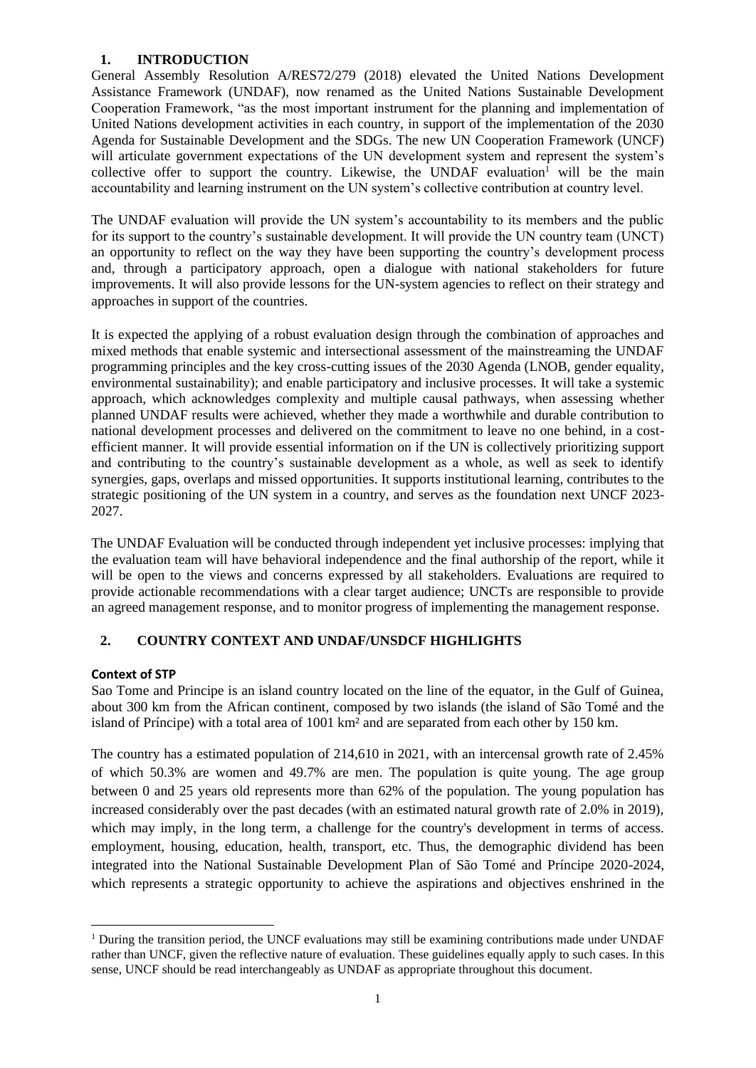## 1. INTRODUCTION

General Assembly Resolution A/RES72/279 (2018) elevated the United Nations Development Assistance Framework (UNDAF), now renamed as the United Nations Sustainable Development Cooperation Framework, "as the most important instrument for the planning and implementation of United Nations development activities in each country, in support of the implementation of the 2030 Agenda for Sustainable Development and the SDGs. The new UN Cooperation Framework (UNCF) will articulate government expectations of the UN development system and represent the system's collective offer to support the country. Likewise, the UNDAF evaluation[1] will be the main accountability and learning instrument on the UN system's collective contribution at country level.

The UNDAF evaluation will provide the UN system's accountability to its members and the public for its support to the country's sustainable development. It will provide the UN country team (UNCT) an opportunity to reflect on the way they have been supporting the country's development process and, through a participatory approach, open a dialogue with national stakeholders for future improvements. It will also provide lessons for the UN-system agencies to reflect on their strategy and approaches in support of the countries.

It is expected the applying of a robust evaluation design through the combination of approaches and mixed methods that enable systemic and intersectional assessment of the mainstreaming the UNDAF programming principles and the key cross-cutting issues of the 2030 Agenda (LNOB, gender equality, environmental sustainability); and enable participatory and inclusive processes. It will take a systemic approach, which acknowledges complexity and multiple causal pathways, when assessing whether planned UNDAF results were achieved, whether they made a worthwhile and durable contribution to national development processes and delivered on the commitment to leave no one behind, in a cost-efficient manner. It will provide essential information on if the UN is collectively prioritizing support and contributing to the country's sustainable development as a whole, as well as seek to identify synergies, gaps, overlaps and missed opportunities. It supports institutional learning, contributes to the strategic positioning of the UN system in a country, and serves as the foundation next UNCF 2023-2027.

The UNDAF Evaluation will be conducted through independent yet inclusive processes: implying that the evaluation team will have behavioral independence and the final authorship of the report, while it will be open to the views and concerns expressed by all stakeholders. Evaluations are required to provide actionable recommendations with a clear target audience; UNCTs are responsible to provide an agreed management response, and to monitor progress of implementing the management response.

## 2. COUNTRY CONTEXT AND UNDAF/UNSDCF HIGHLIGHTS

### Context of STP

Sao Tome and Principe is an island country located on the line of the equator, in the Gulf of Guinea, about 300 km from the African continent, composed by two islands (the island of São Tomé and the island of Príncipe) with a total area of 1001 km² and are separated from each other by 150 km.

The country has a estimated population of 214,610 in 2021, with an intercensal growth rate of 2.45% of which 50.3% are women and 49.7% are men. The population is quite young. The age group between 0 and 25 years old represents more than 62% of the population. The young population has increased considerably over the past decades (with an estimated natural growth rate of 2.0% in 2019), which may imply, in the long term, a challenge for the country's development in terms of access. employment, housing, education, health, transport, etc. Thus, the demographic dividend has been integrated into the National Sustainable Development Plan of São Tomé and Príncipe 2020-2024, which represents a strategic opportunity to achieve the aspirations and objectives enshrined in the

[1] During the transition period, the UNCF evaluations may still be examining contributions made under UNDAF rather than UNCF, given the reflective nature of evaluation. These guidelines equally apply to such cases. In this sense, UNCF should be read interchangeably as UNDAF as appropriate throughout this document.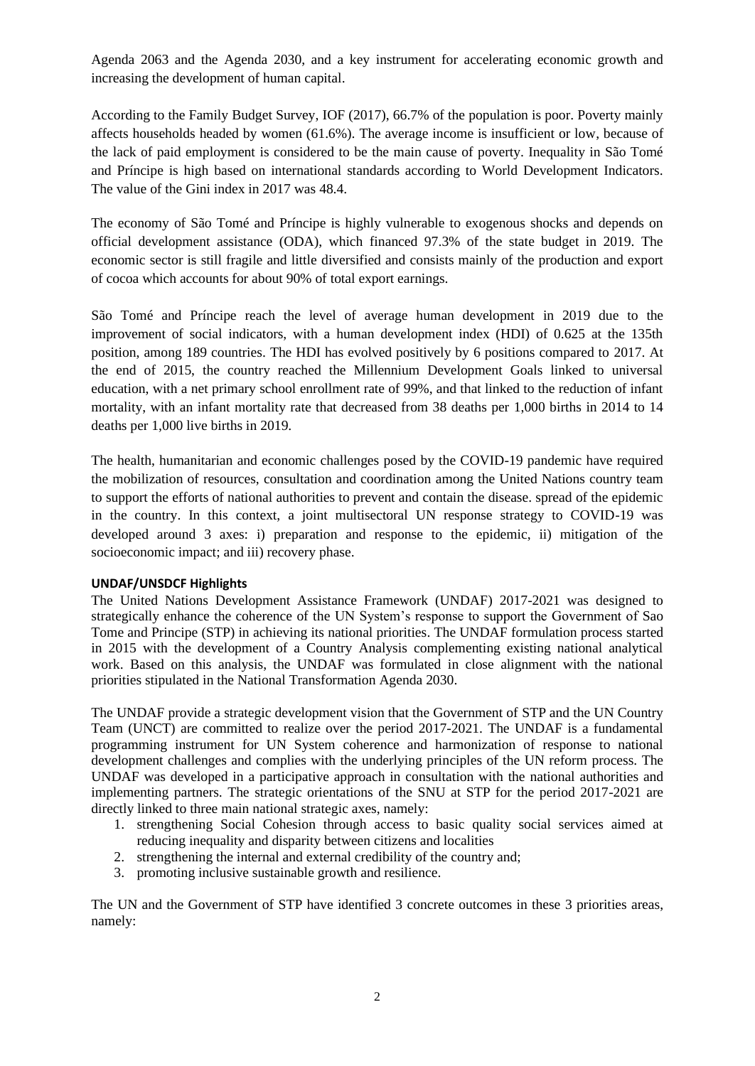Agenda 2063 and the Agenda 2030, and a key instrument for accelerating economic growth and increasing the development of human capital.

According to the Family Budget Survey, IOF (2017), 66.7% of the population is poor. Poverty mainly affects households headed by women (61.6%). The average income is insufficient or low, because of the lack of paid employment is considered to be the main cause of poverty. Inequality in São Tomé and Príncipe is high based on international standards according to World Development Indicators. The value of the Gini index in 2017 was 48.4.

The economy of São Tomé and Príncipe is highly vulnerable to exogenous shocks and depends on official development assistance (ODA), which financed 97.3% of the state budget in 2019. The economic sector is still fragile and little diversified and consists mainly of the production and export of cocoa which accounts for about 90% of total export earnings.

São Tomé and Príncipe reach the level of average human development in 2019 due to the improvement of social indicators, with a human development index (HDI) of 0.625 at the 135th position, among 189 countries. The HDI has evolved positively by 6 positions compared to 2017. At the end of 2015, the country reached the Millennium Development Goals linked to universal education, with a net primary school enrollment rate of 99%, and that linked to the reduction of infant mortality, with an infant mortality rate that decreased from 38 deaths per 1,000 births in 2014 to 14 deaths per 1,000 live births in 2019.

The health, humanitarian and economic challenges posed by the COVID-19 pandemic have required the mobilization of resources, consultation and coordination among the United Nations country team to support the efforts of national authorities to prevent and contain the disease. spread of the epidemic in the country. In this context, a joint multisectoral UN response strategy to COVID-19 was developed around 3 axes: i) preparation and response to the epidemic, ii) mitigation of the socioeconomic impact; and iii) recovery phase.

**UNDAF/UNSDCF Highlights**

The United Nations Development Assistance Framework (UNDAF) 2017-2021 was designed to strategically enhance the coherence of the UN System's response to support the Government of Sao Tome and Principe (STP) in achieving its national priorities. The UNDAF formulation process started in 2015 with the development of a Country Analysis complementing existing national analytical work. Based on this analysis, the UNDAF was formulated in close alignment with the national priorities stipulated in the National Transformation Agenda 2030.

The UNDAF provide a strategic development vision that the Government of STP and the UN Country Team (UNCT) are committed to realize over the period 2017-2021. The UNDAF is a fundamental programming instrument for UN System coherence and harmonization of response to national development challenges and complies with the underlying principles of the UN reform process. The UNDAF was developed in a participative approach in consultation with the national authorities and implementing partners. The strategic orientations of the SNU at STP for the period 2017-2021 are directly linked to three main national strategic axes, namely:

1. strengthening Social Cohesion through access to basic quality social services aimed at reducing inequality and disparity between citizens and localities
2. strengthening the internal and external credibility of the country and;
3. promoting inclusive sustainable growth and resilience.

The UN and the Government of STP have identified 3 concrete outcomes in these 3 priorities areas, namely: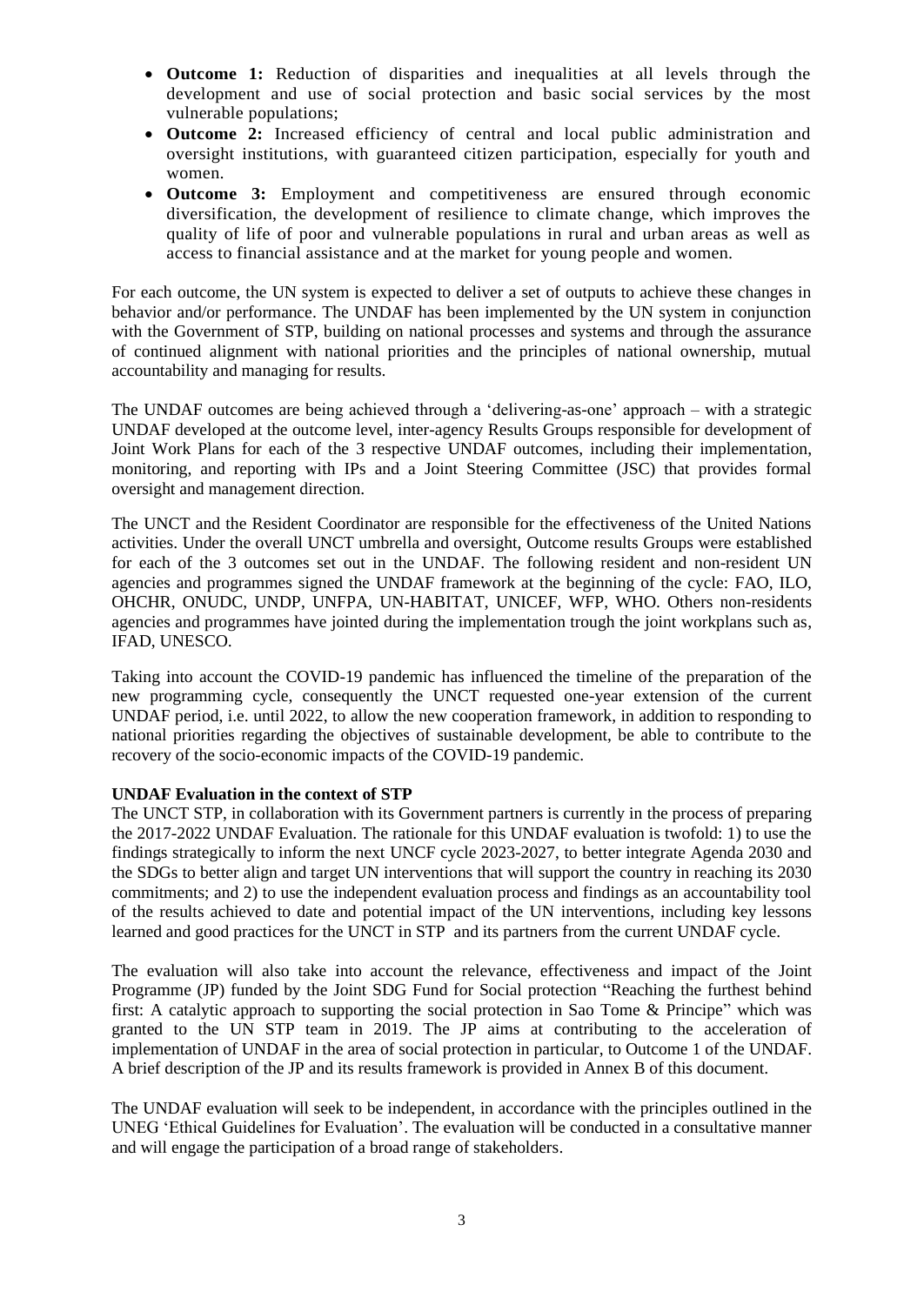- **Outcome 1:** Reduction of disparities and inequalities at all levels through the development and use of social protection and basic social services by the most vulnerable populations;
- **Outcome 2:** Increased efficiency of central and local public administration and oversight institutions, with guaranteed citizen participation, especially for youth and women.
- **Outcome 3:** Employment and competitiveness are ensured through economic diversification, the development of resilience to climate change, which improves the quality of life of poor and vulnerable populations in rural and urban areas as well as access to financial assistance and at the market for young people and women.

For each outcome, the UN system is expected to deliver a set of outputs to achieve these changes in behavior and/or performance. The UNDAF has been implemented by the UN system in conjunction with the Government of STP, building on national processes and systems and through the assurance of continued alignment with national priorities and the principles of national ownership, mutual accountability and managing for results.

The UNDAF outcomes are being achieved through a 'delivering-as-one' approach – with a strategic UNDAF developed at the outcome level, inter-agency Results Groups responsible for development of Joint Work Plans for each of the 3 respective UNDAF outcomes, including their implementation, monitoring, and reporting with IPs and a Joint Steering Committee (JSC) that provides formal oversight and management direction.

The UNCT and the Resident Coordinator are responsible for the effectiveness of the United Nations activities. Under the overall UNCT umbrella and oversight, Outcome results Groups were established for each of the 3 outcomes set out in the UNDAF. The following resident and non-resident UN agencies and programmes signed the UNDAF framework at the beginning of the cycle: FAO, ILO, OHCHR, ONUDC, UNDP, UNFPA, UN-HABITAT, UNICEF, WFP, WHO. Others non-residents agencies and programmes have jointed during the implementation trough the joint workplans such as, IFAD, UNESCO.

Taking into account the COVID-19 pandemic has influenced the timeline of the preparation of the new programming cycle, consequently the UNCT requested one-year extension of the current UNDAF period, i.e. until 2022, to allow the new cooperation framework, in addition to responding to national priorities regarding the objectives of sustainable development, be able to contribute to the recovery of the socio-economic impacts of the COVID-19 pandemic.

**UNDAF Evaluation in the context of STP**

The UNCT STP, in collaboration with its Government partners is currently in the process of preparing the 2017-2022 UNDAF Evaluation. The rationale for this UNDAF evaluation is twofold: 1) to use the findings strategically to inform the next UNCF cycle 2023-2027, to better integrate Agenda 2030 and the SDGs to better align and target UN interventions that will support the country in reaching its 2030 commitments; and 2) to use the independent evaluation process and findings as an accountability tool of the results achieved to date and potential impact of the UN interventions, including key lessons learned and good practices for the UNCT in STP and its partners from the current UNDAF cycle.

The evaluation will also take into account the relevance, effectiveness and impact of the Joint Programme (JP) funded by the Joint SDG Fund for Social protection "Reaching the furthest behind first: A catalytic approach to supporting the social protection in Sao Tome & Principe" which was granted to the UN STP team in 2019. The JP aims at contributing to the acceleration of implementation of UNDAF in the area of social protection in particular, to Outcome 1 of the UNDAF. A brief description of the JP and its results framework is provided in Annex B of this document.

The UNDAF evaluation will seek to be independent, in accordance with the principles outlined in the UNEG 'Ethical Guidelines for Evaluation'. The evaluation will be conducted in a consultative manner and will engage the participation of a broad range of stakeholders.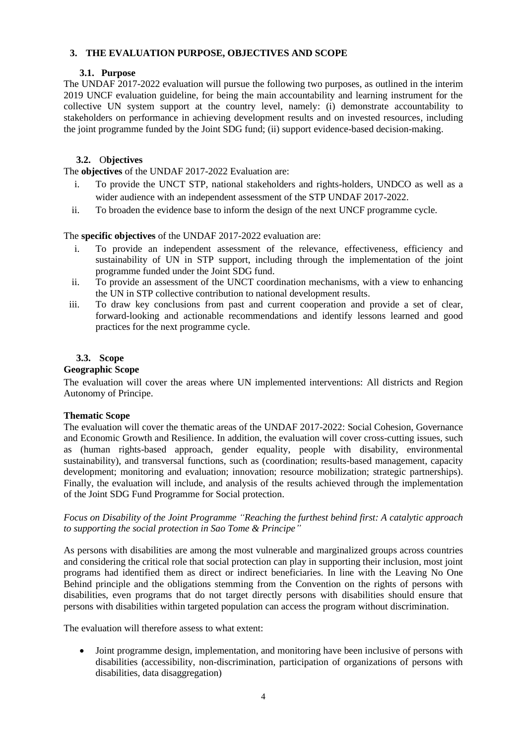## 3. THE EVALUATION PURPOSE, OBJECTIVES AND SCOPE

### 3.1. Purpose

The UNDAF 2017-2022 evaluation will pursue the following two purposes, as outlined in the interim 2019 UNCF evaluation guideline, for being the main accountability and learning instrument for the collective UN system support at the country level, namely: (i) demonstrate accountability to stakeholders on performance in achieving development results and on invested resources, including the joint programme funded by the Joint SDG fund; (ii) support evidence-based decision-making.

### 3.2. Objectives

The **objectives** of the UNDAF 2017-2022 Evaluation are:

i. To provide the UNCT STP, national stakeholders and rights-holders, UNDCO as well as a wider audience with an independent assessment of the STP UNDAF 2017-2022.
ii. To broaden the evidence base to inform the design of the next UNCF programme cycle.

The **specific objectives** of the UNDAF 2017-2022 evaluation are:

i. To provide an independent assessment of the relevance, effectiveness, efficiency and sustainability of UN in STP support, including through the implementation of the joint programme funded under the Joint SDG fund.
ii. To provide an assessment of the UNCT coordination mechanisms, with a view to enhancing the UN in STP collective contribution to national development results.
iii. To draw key conclusions from past and current cooperation and provide a set of clear, forward-looking and actionable recommendations and identify lessons learned and good practices for the next programme cycle.

### 3.3. Scope

**Geographic Scope**

The evaluation will cover the areas where UN implemented interventions: All districts and Region Autonomy of Principe.

**Thematic Scope**

The evaluation will cover the thematic areas of the UNDAF 2017-2022: Social Cohesion, Governance and Economic Growth and Resilience. In addition, the evaluation will cover cross-cutting issues, such as (human rights-based approach, gender equality, people with disability, environmental sustainability), and transversal functions, such as (coordination; results-based management, capacity development; monitoring and evaluation; innovation; resource mobilization; strategic partnerships). Finally, the evaluation will include, and analysis of the results achieved through the implementation of the Joint SDG Fund Programme for Social protection.

*Focus on Disability of the Joint Programme "Reaching the furthest behind first: A catalytic approach to supporting the social protection in Sao Tome & Principe"*

As persons with disabilities are among the most vulnerable and marginalized groups across countries and considering the critical role that social protection can play in supporting their inclusion, most joint programs had identified them as direct or indirect beneficiaries. In line with the Leaving No One Behind principle and the obligations stemming from the Convention on the rights of persons with disabilities, even programs that do not target directly persons with disabilities should ensure that persons with disabilities within targeted population can access the program without discrimination.

The evaluation will therefore assess to what extent:

- Joint programme design, implementation, and monitoring have been inclusive of persons with disabilities (accessibility, non-discrimination, participation of organizations of persons with disabilities, data disaggregation)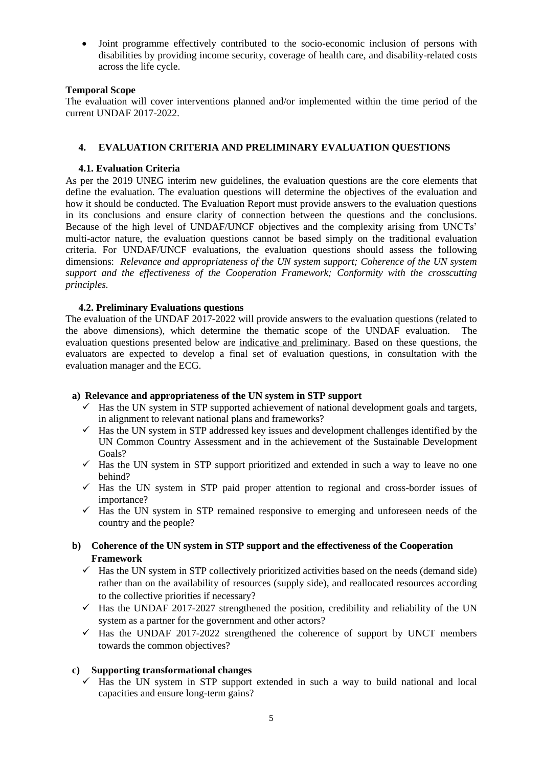- Joint programme effectively contributed to the socio-economic inclusion of persons with disabilities by providing income security, coverage of health care, and disability-related costs across the life cycle.

**Temporal Scope**

The evaluation will cover interventions planned and/or implemented within the time period of the current UNDAF 2017-2022.

## 4. EVALUATION CRITERIA AND PRELIMINARY EVALUATION QUESTIONS

### 4.1. Evaluation Criteria

As per the 2019 UNEG interim new guidelines, the evaluation questions are the core elements that define the evaluation. The evaluation questions will determine the objectives of the evaluation and how it should be conducted. The Evaluation Report must provide answers to the evaluation questions in its conclusions and ensure clarity of connection between the questions and the conclusions. Because of the high level of UNDAF/UNCF objectives and the complexity arising from UNCTs' multi-actor nature, the evaluation questions cannot be based simply on the traditional evaluation criteria. For UNDAF/UNCF evaluations, the evaluation questions should assess the following dimensions: *Relevance and appropriateness of the UN system support; Coherence of the UN system support and the effectiveness of the Cooperation Framework; Conformity with the crosscutting principles.*

### 4.2. Preliminary Evaluations questions

The evaluation of the UNDAF 2017-2022 will provide answers to the evaluation questions (related to the above dimensions), which determine the thematic scope of the UNDAF evaluation. The evaluation questions presented below are indicative and preliminary. Based on these questions, the evaluators are expected to develop a final set of evaluation questions, in consultation with the evaluation manager and the ECG.

**a) Relevance and appropriateness of the UN system in STP support**

- ✓ Has the UN system in STP supported achievement of national development goals and targets, in alignment to relevant national plans and frameworks?
- ✓ Has the UN system in STP addressed key issues and development challenges identified by the UN Common Country Assessment and in the achievement of the Sustainable Development Goals?
- ✓ Has the UN system in STP support prioritized and extended in such a way to leave no one behind?
- ✓ Has the UN system in STP paid proper attention to regional and cross-border issues of importance?
- ✓ Has the UN system in STP remained responsive to emerging and unforeseen needs of the country and the people?

**b) Coherence of the UN system in STP support and the effectiveness of the Cooperation Framework**

- ✓ Has the UN system in STP collectively prioritized activities based on the needs (demand side) rather than on the availability of resources (supply side), and reallocated resources according to the collective priorities if necessary?
- ✓ Has the UNDAF 2017-2027 strengthened the position, credibility and reliability of the UN system as a partner for the government and other actors?
- ✓ Has the UNDAF 2017-2022 strengthened the coherence of support by UNCT members towards the common objectives?

**c) Supporting transformational changes**

- ✓ Has the UN system in STP support extended in such a way to build national and local capacities and ensure long-term gains?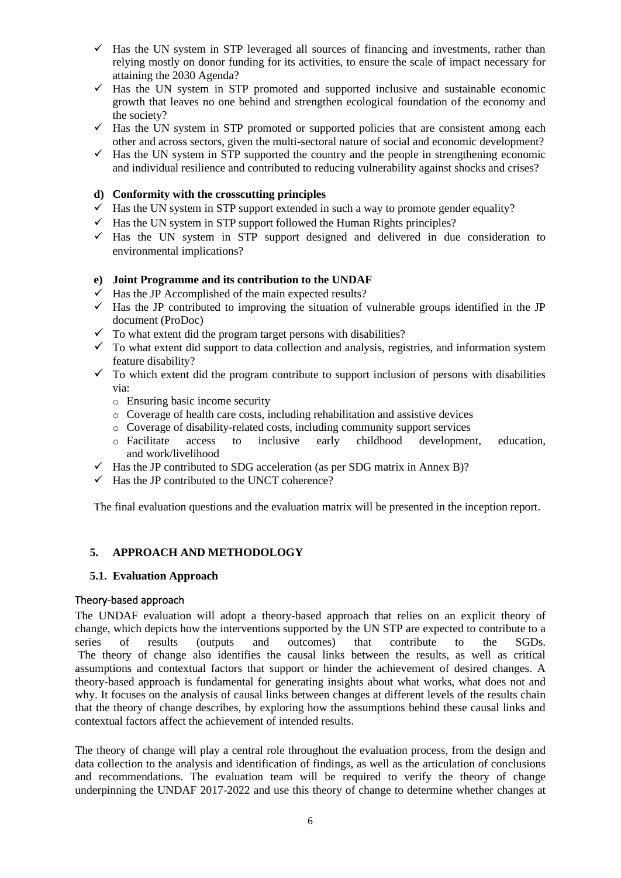- ✓ Has the UN system in STP leveraged all sources of financing and investments, rather than relying mostly on donor funding for its activities, to ensure the scale of impact necessary for attaining the 2030 Agenda?
- ✓ Has the UN system in STP promoted and supported inclusive and sustainable economic growth that leaves no one behind and strengthen ecological foundation of the economy and the society?
- ✓ Has the UN system in STP promoted or supported policies that are consistent among each other and across sectors, given the multi-sectoral nature of social and economic development?
- ✓ Has the UN system in STP supported the country and the people in strengthening economic and individual resilience and contributed to reducing vulnerability against shocks and crises?

**d) Conformity with the crosscutting principles**

- ✓ Has the UN system in STP support extended in such a way to promote gender equality?
- ✓ Has the UN system in STP support followed the Human Rights principles?
- ✓ Has the UN system in STP support designed and delivered in due consideration to environmental implications?

**e) Joint Programme and its contribution to the UNDAF**

- ✓ Has the JP Accomplished of the main expected results?
- ✓ Has the JP contributed to improving the situation of vulnerable groups identified in the JP document (ProDoc)
- ✓ To what extent did the program target persons with disabilities?
- ✓ To what extent did support to data collection and analysis, registries, and information system feature disability?
- ✓ To which extent did the program contribute to support inclusion of persons with disabilities via:
  - Ensuring basic income security
  - Coverage of health care costs, including rehabilitation and assistive devices
  - Coverage of disability-related costs, including community support services
  - Facilitate access to inclusive early childhood development, education, and work/livelihood
- ✓ Has the JP contributed to SDG acceleration (as per SDG matrix in Annex B)?
- ✓ Has the JP contributed to the UNCT coherence?

The final evaluation questions and the evaluation matrix will be presented in the inception report.

## 5. APPROACH AND METHODOLOGY

### 5.1. Evaluation Approach

#### Theory-based approach

The UNDAF evaluation will adopt a theory-based approach that relies on an explicit theory of change, which depicts how the interventions supported by the UN STP are expected to contribute to a series of results (outputs and outcomes) that contribute to the SGDs. The theory of change also identifies the causal links between the results, as well as critical assumptions and contextual factors that support or hinder the achievement of desired changes. A theory-based approach is fundamental for generating insights about what works, what does not and why. It focuses on the analysis of causal links between changes at different levels of the results chain that the theory of change describes, by exploring how the assumptions behind these causal links and contextual factors affect the achievement of intended results.

The theory of change will play a central role throughout the evaluation process, from the design and data collection to the analysis and identification of findings, as well as the articulation of conclusions and recommendations. The evaluation team will be required to verify the theory of change underpinning the UNDAF 2017-2022 and use this theory of change to determine whether changes at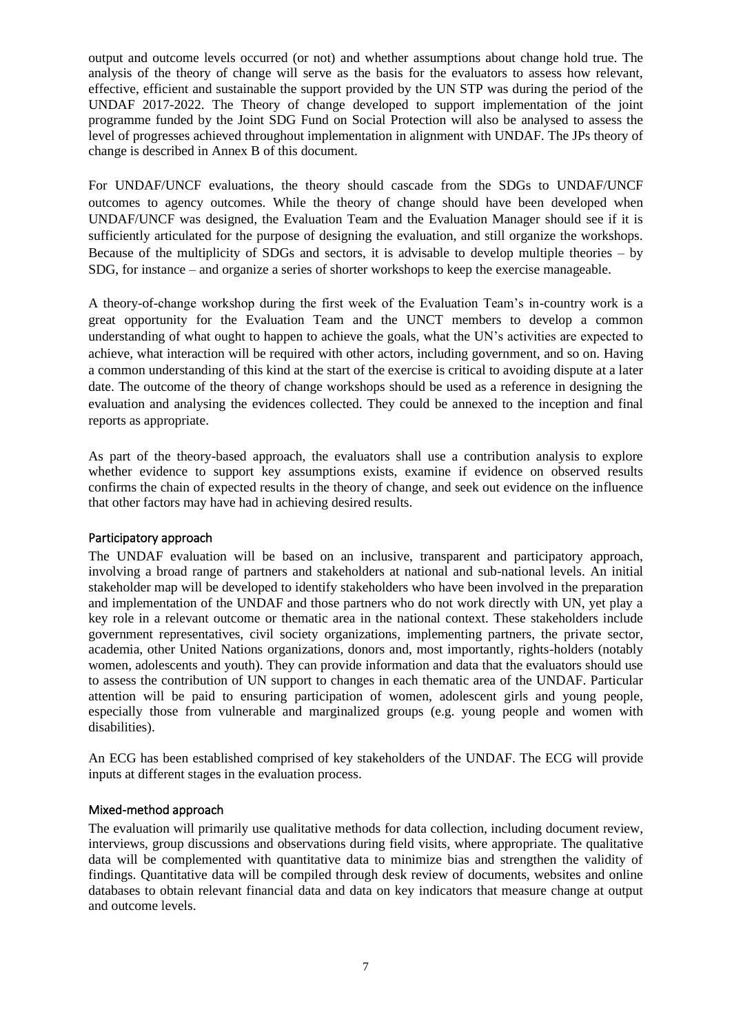output and outcome levels occurred (or not) and whether assumptions about change hold true. The analysis of the theory of change will serve as the basis for the evaluators to assess how relevant, effective, efficient and sustainable the support provided by the UN STP was during the period of the UNDAF 2017-2022. The Theory of change developed to support implementation of the joint programme funded by the Joint SDG Fund on Social Protection will also be analysed to assess the level of progresses achieved throughout implementation in alignment with UNDAF. The JPs theory of change is described in Annex B of this document.

For UNDAF/UNCF evaluations, the theory should cascade from the SDGs to UNDAF/UNCF outcomes to agency outcomes. While the theory of change should have been developed when UNDAF/UNCF was designed, the Evaluation Team and the Evaluation Manager should see if it is sufficiently articulated for the purpose of designing the evaluation, and still organize the workshops. Because of the multiplicity of SDGs and sectors, it is advisable to develop multiple theories – by SDG, for instance – and organize a series of shorter workshops to keep the exercise manageable.

A theory-of-change workshop during the first week of the Evaluation Team's in-country work is a great opportunity for the Evaluation Team and the UNCT members to develop a common understanding of what ought to happen to achieve the goals, what the UN's activities are expected to achieve, what interaction will be required with other actors, including government, and so on. Having a common understanding of this kind at the start of the exercise is critical to avoiding dispute at a later date. The outcome of the theory of change workshops should be used as a reference in designing the evaluation and analysing the evidences collected. They could be annexed to the inception and final reports as appropriate.

As part of the theory-based approach, the evaluators shall use a contribution analysis to explore whether evidence to support key assumptions exists, examine if evidence on observed results confirms the chain of expected results in the theory of change, and seek out evidence on the influence that other factors may have had in achieving desired results.

#### Participatory approach

The UNDAF evaluation will be based on an inclusive, transparent and participatory approach, involving a broad range of partners and stakeholders at national and sub-national levels. An initial stakeholder map will be developed to identify stakeholders who have been involved in the preparation and implementation of the UNDAF and those partners who do not work directly with UN, yet play a key role in a relevant outcome or thematic area in the national context. These stakeholders include government representatives, civil society organizations, implementing partners, the private sector, academia, other United Nations organizations, donors and, most importantly, rights-holders (notably women, adolescents and youth). They can provide information and data that the evaluators should use to assess the contribution of UN support to changes in each thematic area of the UNDAF. Particular attention will be paid to ensuring participation of women, adolescent girls and young people, especially those from vulnerable and marginalized groups (e.g. young people and women with disabilities).

An ECG has been established comprised of key stakeholders of the UNDAF. The ECG will provide inputs at different stages in the evaluation process.

#### Mixed-method approach

The evaluation will primarily use qualitative methods for data collection, including document review, interviews, group discussions and observations during field visits, where appropriate. The qualitative data will be complemented with quantitative data to minimize bias and strengthen the validity of findings. Quantitative data will be compiled through desk review of documents, websites and online databases to obtain relevant financial data and data on key indicators that measure change at output and outcome levels.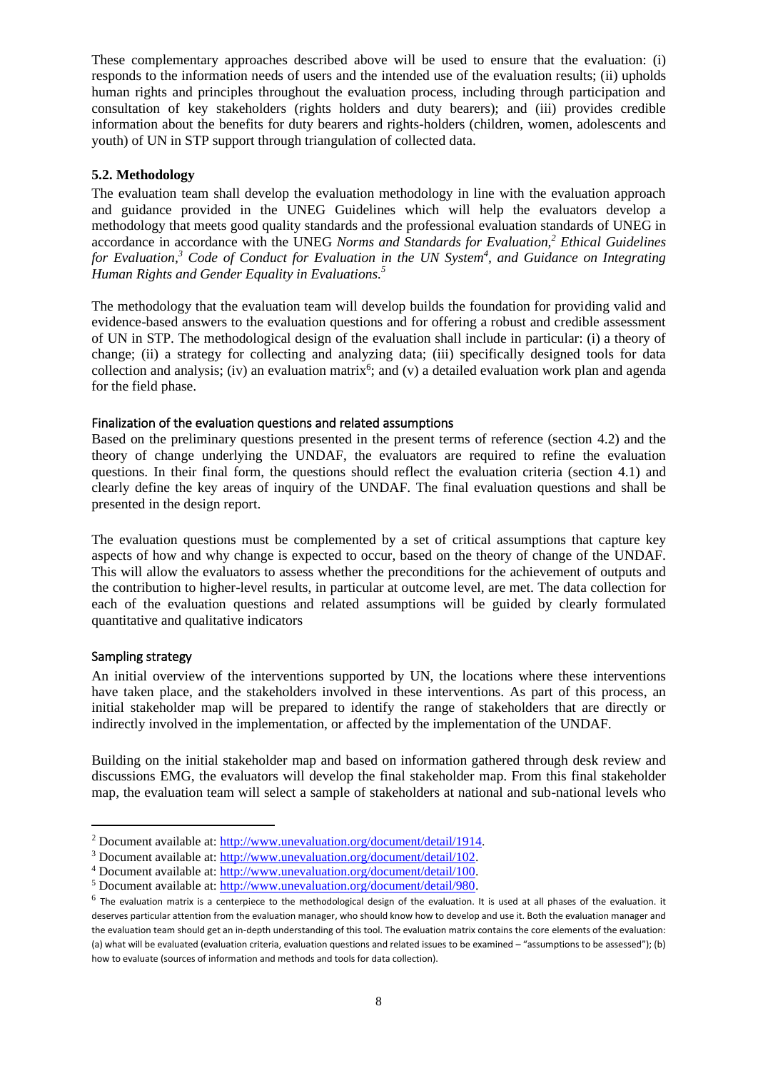These complementary approaches described above will be used to ensure that the evaluation: (i) responds to the information needs of users and the intended use of the evaluation results; (ii) upholds human rights and principles throughout the evaluation process, including through participation and consultation of key stakeholders (rights holders and duty bearers); and (iii) provides credible information about the benefits for duty bearers and rights-holders (children, women, adolescents and youth) of UN in STP support through triangulation of collected data.

### 5.2. Methodology

The evaluation team shall develop the evaluation methodology in line with the evaluation approach and guidance provided in the UNEG Guidelines which will help the evaluators develop a methodology that meets good quality standards and the professional evaluation standards of UNEG in accordance in accordance with the UNEG *Norms and Standards for Evaluation,*[2] *Ethical Guidelines for Evaluation,*[3] *Code of Conduct for Evaluation in the UN System*[4]*, and Guidance on Integrating Human Rights and Gender Equality in Evaluations.*[5]

The methodology that the evaluation team will develop builds the foundation for providing valid and evidence-based answers to the evaluation questions and for offering a robust and credible assessment of UN in STP. The methodological design of the evaluation shall include in particular: (i) a theory of change; (ii) a strategy for collecting and analyzing data; (iii) specifically designed tools for data collection and analysis; (iv) an evaluation matrix[6]; and (v) a detailed evaluation work plan and agenda for the field phase.

#### Finalization of the evaluation questions and related assumptions

Based on the preliminary questions presented in the present terms of reference (section 4.2) and the theory of change underlying the UNDAF, the evaluators are required to refine the evaluation questions. In their final form, the questions should reflect the evaluation criteria (section 4.1) and clearly define the key areas of inquiry of the UNDAF. The final evaluation questions and shall be presented in the design report.

The evaluation questions must be complemented by a set of critical assumptions that capture key aspects of how and why change is expected to occur, based on the theory of change of the UNDAF. This will allow the evaluators to assess whether the preconditions for the achievement of outputs and the contribution to higher-level results, in particular at outcome level, are met. The data collection for each of the evaluation questions and related assumptions will be guided by clearly formulated quantitative and qualitative indicators

#### Sampling strategy

An initial overview of the interventions supported by UN, the locations where these interventions have taken place, and the stakeholders involved in these interventions. As part of this process, an initial stakeholder map will be prepared to identify the range of stakeholders that are directly or indirectly involved in the implementation, or affected by the implementation of the UNDAF.

Building on the initial stakeholder map and based on information gathered through desk review and discussions EMG, the evaluators will develop the final stakeholder map. From this final stakeholder map, the evaluation team will select a sample of stakeholders at national and sub-national levels who

---

[2] Document available at: http://www.unevaluation.org/document/detail/1914.

[3] Document available at: http://www.unevaluation.org/document/detail/102.

[4] Document available at: http://www.unevaluation.org/document/detail/100.

[5] Document available at: http://www.unevaluation.org/document/detail/980.

[6] The evaluation matrix is a centerpiece to the methodological design of the evaluation. It is used at all phases of the evaluation. it deserves particular attention from the evaluation manager, who should know how to develop and use it. Both the evaluation manager and the evaluation team should get an in-depth understanding of this tool. The evaluation matrix contains the core elements of the evaluation: (a) what will be evaluated (evaluation criteria, evaluation questions and related issues to be examined – "assumptions to be assessed"); (b) how to evaluate (sources of information and methods and tools for data collection).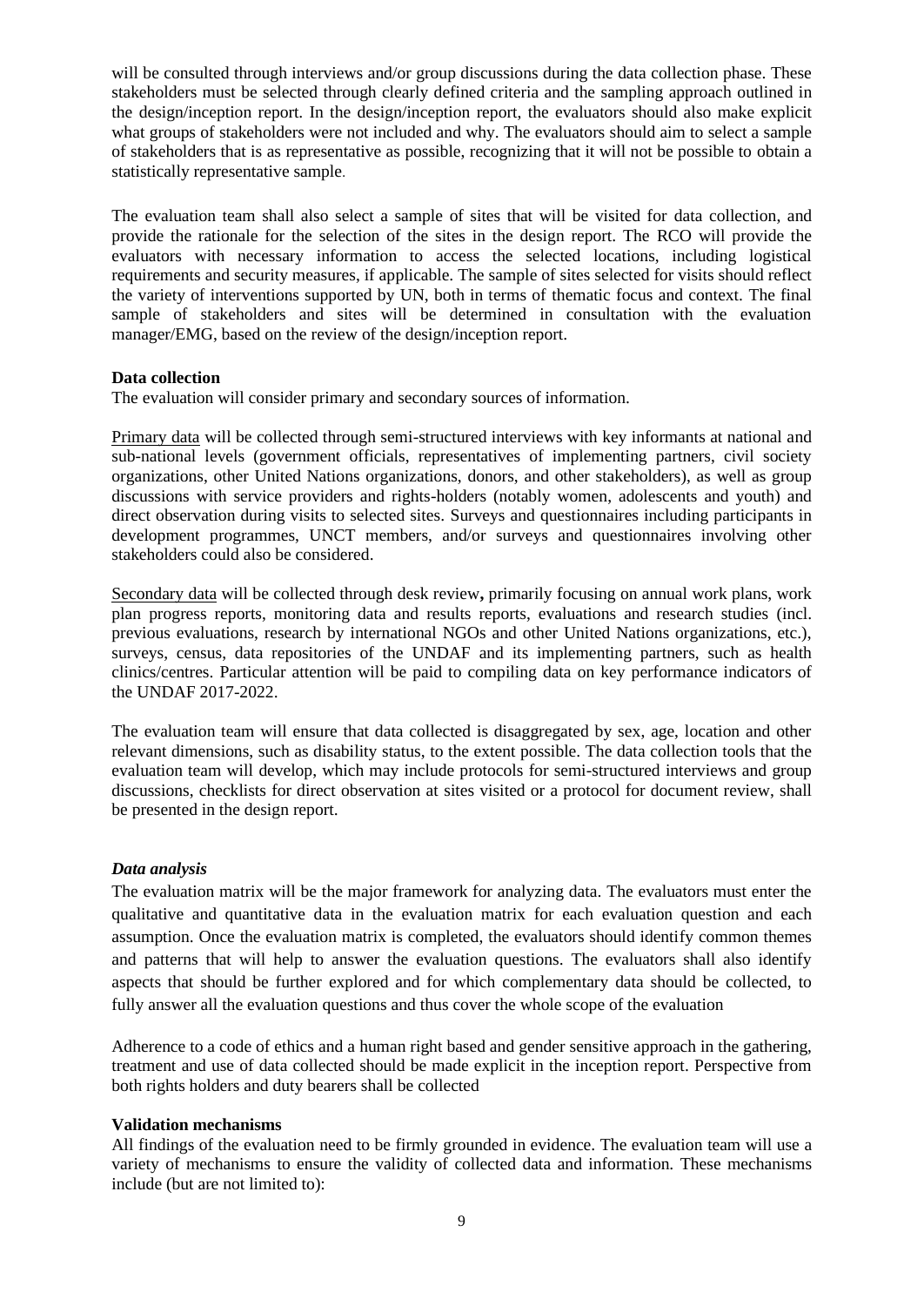will be consulted through interviews and/or group discussions during the data collection phase. These stakeholders must be selected through clearly defined criteria and the sampling approach outlined in the design/inception report. In the design/inception report, the evaluators should also make explicit what groups of stakeholders were not included and why. The evaluators should aim to select a sample of stakeholders that is as representative as possible, recognizing that it will not be possible to obtain a statistically representative sample.

The evaluation team shall also select a sample of sites that will be visited for data collection, and provide the rationale for the selection of the sites in the design report. The RCO will provide the evaluators with necessary information to access the selected locations, including logistical requirements and security measures, if applicable. The sample of sites selected for visits should reflect the variety of interventions supported by UN, both in terms of thematic focus and context. The final sample of stakeholders and sites will be determined in consultation with the evaluation manager/EMG, based on the review of the design/inception report.

**Data collection**

The evaluation will consider primary and secondary sources of information.

Primary data will be collected through semi-structured interviews with key informants at national and sub-national levels (government officials, representatives of implementing partners, civil society organizations, other United Nations organizations, donors, and other stakeholders), as well as group discussions with service providers and rights-holders (notably women, adolescents and youth) and direct observation during visits to selected sites. Surveys and questionnaires including participants in development programmes, UNCT members, and/or surveys and questionnaires involving other stakeholders could also be considered.

Secondary data will be collected through desk review**,** primarily focusing on annual work plans, work plan progress reports, monitoring data and results reports, evaluations and research studies (incl. previous evaluations, research by international NGOs and other United Nations organizations, etc.), surveys, census, data repositories of the UNDAF and its implementing partners, such as health clinics/centres. Particular attention will be paid to compiling data on key performance indicators of the UNDAF 2017-2022.

The evaluation team will ensure that data collected is disaggregated by sex, age, location and other relevant dimensions, such as disability status, to the extent possible. The data collection tools that the evaluation team will develop, which may include protocols for semi-structured interviews and group discussions, checklists for direct observation at sites visited or a protocol for document review, shall be presented in the design report.

***Data analysis***

The evaluation matrix will be the major framework for analyzing data. The evaluators must enter the qualitative and quantitative data in the evaluation matrix for each evaluation question and each assumption. Once the evaluation matrix is completed, the evaluators should identify common themes and patterns that will help to answer the evaluation questions. The evaluators shall also identify aspects that should be further explored and for which complementary data should be collected, to fully answer all the evaluation questions and thus cover the whole scope of the evaluation

Adherence to a code of ethics and a human right based and gender sensitive approach in the gathering, treatment and use of data collected should be made explicit in the inception report. Perspective from both rights holders and duty bearers shall be collected

**Validation mechanisms**

All findings of the evaluation need to be firmly grounded in evidence. The evaluation team will use a variety of mechanisms to ensure the validity of collected data and information. These mechanisms include (but are not limited to):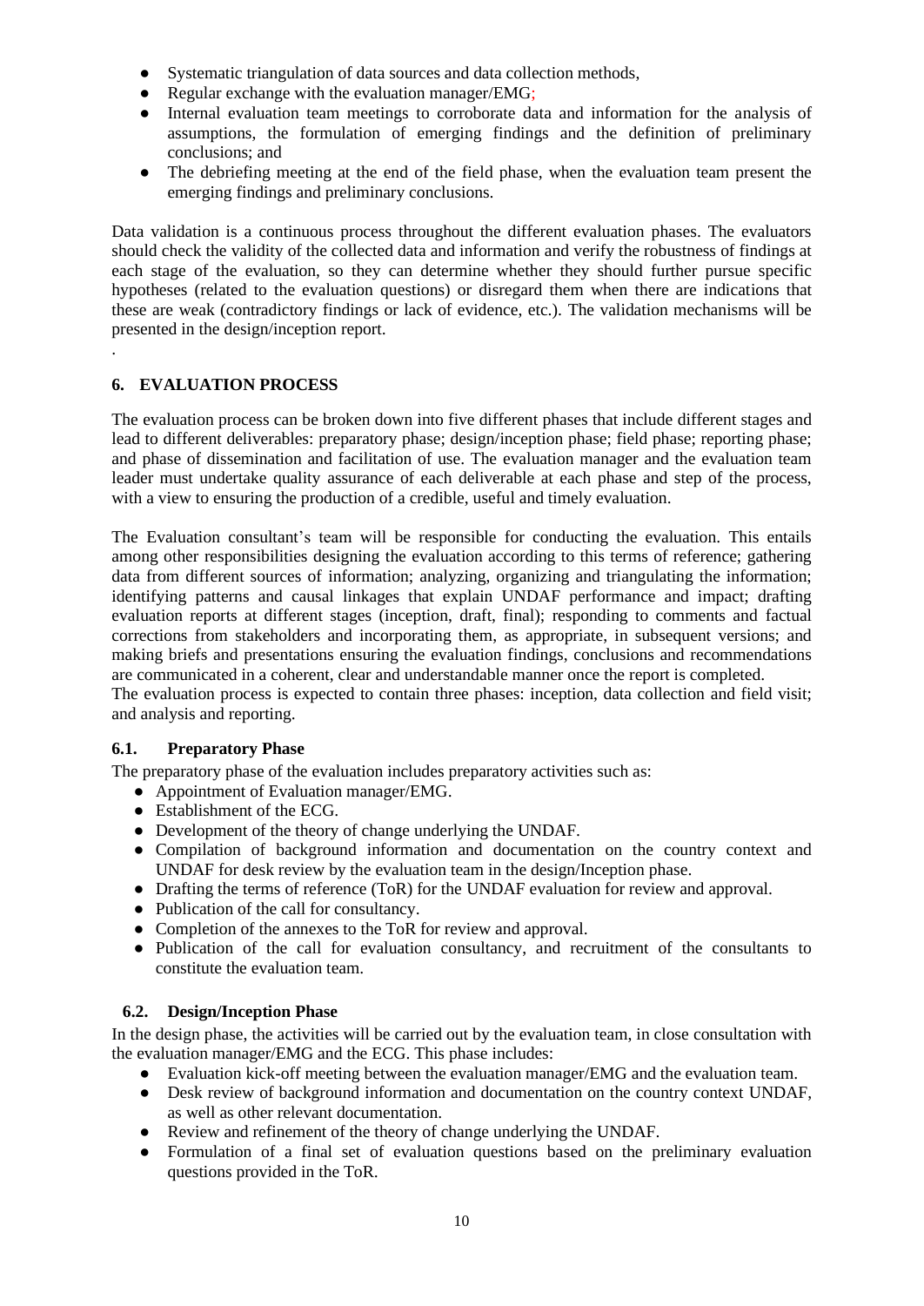- Systematic triangulation of data sources and data collection methods,
- Regular exchange with the evaluation manager/EMG;
- Internal evaluation team meetings to corroborate data and information for the analysis of assumptions, the formulation of emerging findings and the definition of preliminary conclusions; and
- The debriefing meeting at the end of the field phase, when the evaluation team present the emerging findings and preliminary conclusions.

Data validation is a continuous process throughout the different evaluation phases. The evaluators should check the validity of the collected data and information and verify the robustness of findings at each stage of the evaluation, so they can determine whether they should further pursue specific hypotheses (related to the evaluation questions) or disregard them when there are indications that these are weak (contradictory findings or lack of evidence, etc.). The validation mechanisms will be presented in the design/inception report.

.

## 6. EVALUATION PROCESS

The evaluation process can be broken down into five different phases that include different stages and lead to different deliverables: preparatory phase; design/inception phase; field phase; reporting phase; and phase of dissemination and facilitation of use. The evaluation manager and the evaluation team leader must undertake quality assurance of each deliverable at each phase and step of the process, with a view to ensuring the production of a credible, useful and timely evaluation.

The Evaluation consultant's team will be responsible for conducting the evaluation. This entails among other responsibilities designing the evaluation according to this terms of reference; gathering data from different sources of information; analyzing, organizing and triangulating the information; identifying patterns and causal linkages that explain UNDAF performance and impact; drafting evaluation reports at different stages (inception, draft, final); responding to comments and factual corrections from stakeholders and incorporating them, as appropriate, in subsequent versions; and making briefs and presentations ensuring the evaluation findings, conclusions and recommendations are communicated in a coherent, clear and understandable manner once the report is completed.
The evaluation process is expected to contain three phases: inception, data collection and field visit; and analysis and reporting.

### 6.1. Preparatory Phase

The preparatory phase of the evaluation includes preparatory activities such as:

- Appointment of Evaluation manager/EMG.
- Establishment of the ECG.
- Development of the theory of change underlying the UNDAF.
- Compilation of background information and documentation on the country context and UNDAF for desk review by the evaluation team in the design/Inception phase.
- Drafting the terms of reference (ToR) for the UNDAF evaluation for review and approval.
- Publication of the call for consultancy.
- Completion of the annexes to the ToR for review and approval.
- Publication of the call for evaluation consultancy, and recruitment of the consultants to constitute the evaluation team.

### 6.2. Design/Inception Phase

In the design phase, the activities will be carried out by the evaluation team, in close consultation with the evaluation manager/EMG and the ECG. This phase includes:

- Evaluation kick-off meeting between the evaluation manager/EMG and the evaluation team.
- Desk review of background information and documentation on the country context UNDAF, as well as other relevant documentation.
- Review and refinement of the theory of change underlying the UNDAF.
- Formulation of a final set of evaluation questions based on the preliminary evaluation questions provided in the ToR.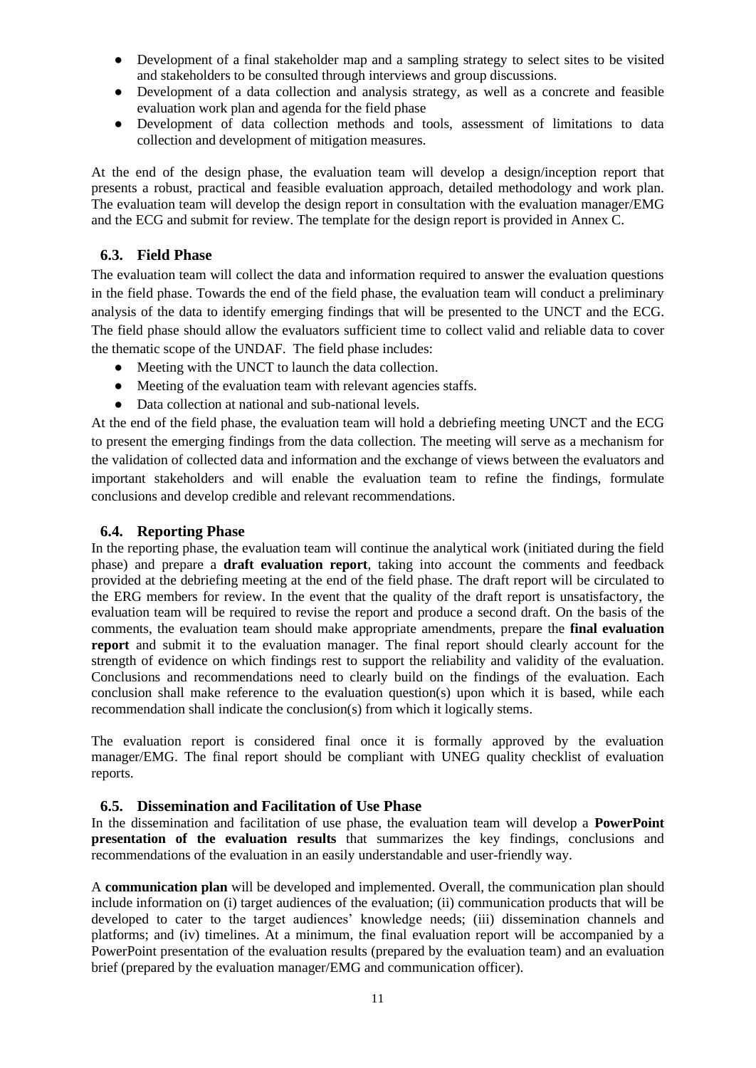- Development of a final stakeholder map and a sampling strategy to select sites to be visited and stakeholders to be consulted through interviews and group discussions.
- Development of a data collection and analysis strategy, as well as a concrete and feasible evaluation work plan and agenda for the field phase
- Development of data collection methods and tools, assessment of limitations to data collection and development of mitigation measures.

At the end of the design phase, the evaluation team will develop a design/inception report that presents a robust, practical and feasible evaluation approach, detailed methodology and work plan. The evaluation team will develop the design report in consultation with the evaluation manager/EMG and the ECG and submit for review. The template for the design report is provided in Annex C.

## 6.3. Field Phase

The evaluation team will collect the data and information required to answer the evaluation questions in the field phase. Towards the end of the field phase, the evaluation team will conduct a preliminary analysis of the data to identify emerging findings that will be presented to the UNCT and the ECG. The field phase should allow the evaluators sufficient time to collect valid and reliable data to cover the thematic scope of the UNDAF. The field phase includes:

- Meeting with the UNCT to launch the data collection.
- Meeting of the evaluation team with relevant agencies staffs.
- Data collection at national and sub-national levels.

At the end of the field phase, the evaluation team will hold a debriefing meeting UNCT and the ECG to present the emerging findings from the data collection. The meeting will serve as a mechanism for the validation of collected data and information and the exchange of views between the evaluators and important stakeholders and will enable the evaluation team to refine the findings, formulate conclusions and develop credible and relevant recommendations.

## 6.4. Reporting Phase

In the reporting phase, the evaluation team will continue the analytical work (initiated during the field phase) and prepare a **draft evaluation report**, taking into account the comments and feedback provided at the debriefing meeting at the end of the field phase. The draft report will be circulated to the ERG members for review. In the event that the quality of the draft report is unsatisfactory, the evaluation team will be required to revise the report and produce a second draft. On the basis of the comments, the evaluation team should make appropriate amendments, prepare the **final evaluation report** and submit it to the evaluation manager. The final report should clearly account for the strength of evidence on which findings rest to support the reliability and validity of the evaluation. Conclusions and recommendations need to clearly build on the findings of the evaluation. Each conclusion shall make reference to the evaluation question(s) upon which it is based, while each recommendation shall indicate the conclusion(s) from which it logically stems.

The evaluation report is considered final once it is formally approved by the evaluation manager/EMG. The final report should be compliant with UNEG quality checklist of evaluation reports.

## 6.5. Dissemination and Facilitation of Use Phase

In the dissemination and facilitation of use phase, the evaluation team will develop a **PowerPoint presentation of the evaluation results** that summarizes the key findings, conclusions and recommendations of the evaluation in an easily understandable and user-friendly way.

A **communication plan** will be developed and implemented. Overall, the communication plan should include information on (i) target audiences of the evaluation; (ii) communication products that will be developed to cater to the target audiences' knowledge needs; (iii) dissemination channels and platforms; and (iv) timelines. At a minimum, the final evaluation report will be accompanied by a PowerPoint presentation of the evaluation results (prepared by the evaluation team) and an evaluation brief (prepared by the evaluation manager/EMG and communication officer).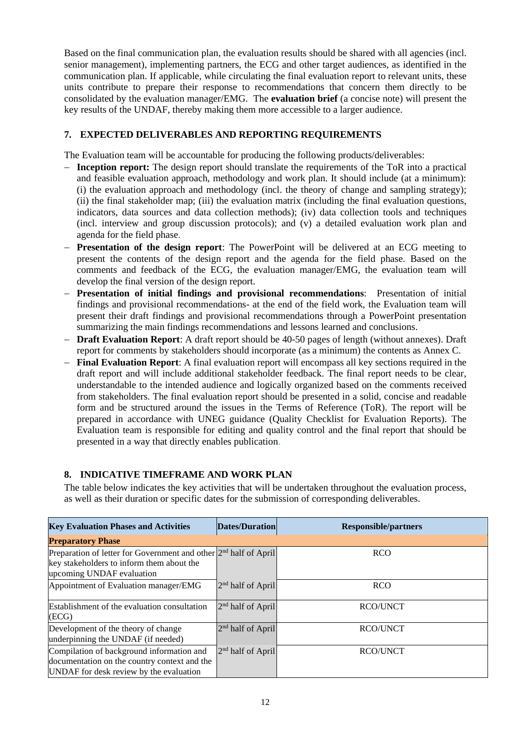Based on the final communication plan, the evaluation results should be shared with all agencies (incl. senior management), implementing partners, the ECG and other target audiences, as identified in the communication plan. If applicable, while circulating the final evaluation report to relevant units, these units contribute to prepare their response to recommendations that concern them directly to be consolidated by the evaluation manager/EMG. The **evaluation brief** (a concise note) will present the key results of the UNDAF, thereby making them more accessible to a larger audience.

## 7. EXPECTED DELIVERABLES AND REPORTING REQUIREMENTS

The Evaluation team will be accountable for producing the following products/deliverables:

- **Inception report:** The design report should translate the requirements of the ToR into a practical and feasible evaluation approach, methodology and work plan. It should include (at a minimum): (i) the evaluation approach and methodology (incl. the theory of change and sampling strategy); (ii) the final stakeholder map; (iii) the evaluation matrix (including the final evaluation questions, indicators, data sources and data collection methods); (iv) data collection tools and techniques (incl. interview and group discussion protocols); and (v) a detailed evaluation work plan and agenda for the field phase.
- **Presentation of the design report**: The PowerPoint will be delivered at an ECG meeting to present the contents of the design report and the agenda for the field phase. Based on the comments and feedback of the ECG, the evaluation manager/EMG, the evaluation team will develop the final version of the design report.
- **Presentation of initial findings and provisional recommendations**: Presentation of initial findings and provisional recommendations- at the end of the field work, the Evaluation team will present their draft findings and provisional recommendations through a PowerPoint presentation summarizing the main findings recommendations and lessons learned and conclusions.
- **Draft Evaluation Report**: A draft report should be 40-50 pages of length (without annexes). Draft report for comments by stakeholders should incorporate (as a minimum) the contents as Annex C.
- **Final Evaluation Report**: A final evaluation report will encompass all key sections required in the draft report and will include additional stakeholder feedback. The final report needs to be clear, understandable to the intended audience and logically organized based on the comments received from stakeholders. The final evaluation report should be presented in a solid, concise and readable form and be structured around the issues in the Terms of Reference (ToR). The report will be prepared in accordance with UNEG guidance (Quality Checklist for Evaluation Reports). The Evaluation team is responsible for editing and quality control and the final report that should be presented in a way that directly enables publication.

## 8. INDICATIVE TIMEFRAME AND WORK PLAN

The table below indicates the key activities that will be undertaken throughout the evaluation process, as well as their duration or specific dates for the submission of corresponding deliverables.

| Key Evaluation Phases and Activities | Dates/Duration | Responsible/partners |
|---|---|---|
| **Preparatory Phase** | | |
| Preparation of letter for Government and other key stakeholders to inform them about the upcoming UNDAF evaluation | 2nd half of April | RCO |
| Appointment of Evaluation manager/EMG | 2nd half of April | RCO |
| Establishment of the evaluation consultation (ECG) | 2nd half of April | RCO/UNCT |
| Development of the theory of change underpinning the UNDAF (if needed) | 2nd half of April | RCO/UNCT |
| Compilation of background information and documentation on the country context and the UNDAF for desk review by the evaluation | 2nd half of April | RCO/UNCT |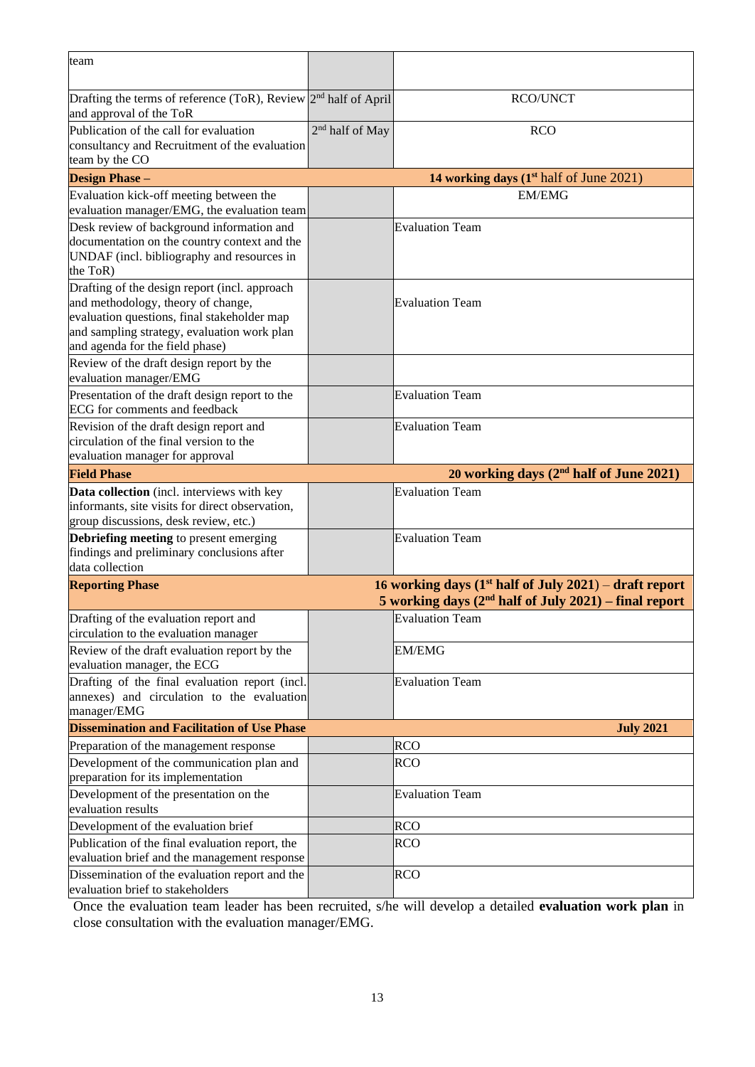| | | |
|---|---|---|
| team | | |
| Drafting the terms of reference (ToR), Review and approval of the ToR | 2nd half of April | RCO/UNCT |
| Publication of the call for evaluation consultancy and Recruitment of the evaluation team by the CO | 2nd half of May | RCO |
| **Design Phase –** | | **14 working days (1st half of June 2021)** |
| Evaluation kick-off meeting between the evaluation manager/EMG, the evaluation team | | EM/EMG |
| Desk review of background information and documentation on the country context and the UNDAF (incl. bibliography and resources in the ToR) | | Evaluation Team |
| Drafting of the design report (incl. approach and methodology, theory of change, evaluation questions, final stakeholder map and sampling strategy, evaluation work plan and agenda for the field phase) | | Evaluation Team |
| Review of the draft design report by the evaluation manager/EMG | | |
| Presentation of the draft design report to the ECG for comments and feedback | | Evaluation Team |
| Revision of the draft design report and circulation of the final version to the evaluation manager for approval | | Evaluation Team |
| **Field Phase** | | **20 working days (2nd half of June 2021)** |
| **Data collection** (incl. interviews with key informants, site visits for direct observation, group discussions, desk review, etc.) | | Evaluation Team |
| **Debriefing meeting** to present emerging findings and preliminary conclusions after data collection | | Evaluation Team |
| **Reporting Phase** | | **16 working days (1st half of July 2021) – draft report**<br>**5 working days (2nd half of July 2021) – final report** |
| Drafting of the evaluation report and circulation to the evaluation manager | | Evaluation Team |
| Review of the draft evaluation report by the evaluation manager, the ECG | | EM/EMG |
| Drafting of the final evaluation report (incl. annexes) and circulation to the evaluation manager/EMG | | Evaluation Team |
| **Dissemination and Facilitation of Use Phase** | | **July 2021** |
| Preparation of the management response | | RCO |
| Development of the communication plan and preparation for its implementation | | RCO |
| Development of the presentation on the evaluation results | | Evaluation Team |
| Development of the evaluation brief | | RCO |
| Publication of the final evaluation report, the evaluation brief and the management response | | RCO |
| Dissemination of the evaluation report and the evaluation brief to stakeholders | | RCO |

Once the evaluation team leader has been recruited, s/he will develop a detailed **evaluation work plan** in close consultation with the evaluation manager/EMG.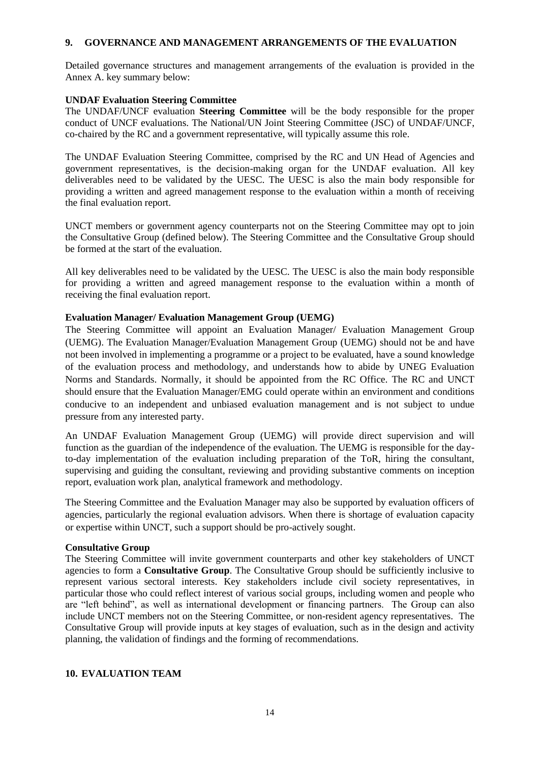## 9. GOVERNANCE AND MANAGEMENT ARRANGEMENTS OF THE EVALUATION

Detailed governance structures and management arrangements of the evaluation is provided in the Annex A. key summary below:

**UNDAF Evaluation Steering Committee**

The UNDAF/UNCF evaluation **Steering Committee** will be the body responsible for the proper conduct of UNCF evaluations. The National/UN Joint Steering Committee (JSC) of UNDAF/UNCF, co-chaired by the RC and a government representative, will typically assume this role.

The UNDAF Evaluation Steering Committee, comprised by the RC and UN Head of Agencies and government representatives, is the decision-making organ for the UNDAF evaluation. All key deliverables need to be validated by the UESC. The UESC is also the main body responsible for providing a written and agreed management response to the evaluation within a month of receiving the final evaluation report.

UNCT members or government agency counterparts not on the Steering Committee may opt to join the Consultative Group (defined below). The Steering Committee and the Consultative Group should be formed at the start of the evaluation.

All key deliverables need to be validated by the UESC. The UESC is also the main body responsible for providing a written and agreed management response to the evaluation within a month of receiving the final evaluation report.

**Evaluation Manager/ Evaluation Management Group (UEMG)**

The Steering Committee will appoint an Evaluation Manager/ Evaluation Management Group (UEMG). The Evaluation Manager/Evaluation Management Group (UEMG) should not be and have not been involved in implementing a programme or a project to be evaluated, have a sound knowledge of the evaluation process and methodology, and understands how to abide by UNEG Evaluation Norms and Standards. Normally, it should be appointed from the RC Office. The RC and UNCT should ensure that the Evaluation Manager/EMG could operate within an environment and conditions conducive to an independent and unbiased evaluation management and is not subject to undue pressure from any interested party.

An UNDAF Evaluation Management Group (UEMG) will provide direct supervision and will function as the guardian of the independence of the evaluation. The UEMG is responsible for the day-to-day implementation of the evaluation including preparation of the ToR, hiring the consultant, supervising and guiding the consultant, reviewing and providing substantive comments on inception report, evaluation work plan, analytical framework and methodology.

The Steering Committee and the Evaluation Manager may also be supported by evaluation officers of agencies, particularly the regional evaluation advisors. When there is shortage of evaluation capacity or expertise within UNCT, such a support should be pro-actively sought.

**Consultative Group**

The Steering Committee will invite government counterparts and other key stakeholders of UNCT agencies to form a **Consultative Group**. The Consultative Group should be sufficiently inclusive to represent various sectoral interests. Key stakeholders include civil society representatives, in particular those who could reflect interest of various social groups, including women and people who are "left behind", as well as international development or financing partners. The Group can also include UNCT members not on the Steering Committee, or non-resident agency representatives. The Consultative Group will provide inputs at key stages of evaluation, such as in the design and activity planning, the validation of findings and the forming of recommendations.

## 10. EVALUATION TEAM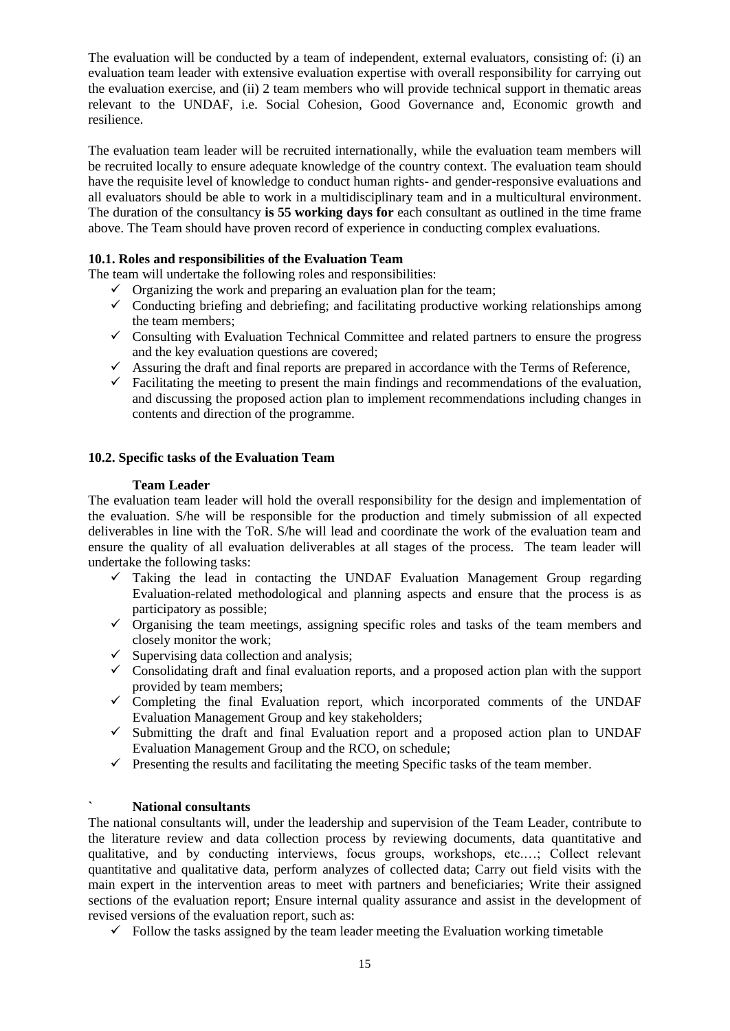The evaluation will be conducted by a team of independent, external evaluators, consisting of: (i) an evaluation team leader with extensive evaluation expertise with overall responsibility for carrying out the evaluation exercise, and (ii) 2 team members who will provide technical support in thematic areas relevant to the UNDAF, i.e. Social Cohesion, Good Governance and, Economic growth and resilience.

The evaluation team leader will be recruited internationally, while the evaluation team members will be recruited locally to ensure adequate knowledge of the country context. The evaluation team should have the requisite level of knowledge to conduct human rights- and gender-responsive evaluations and all evaluators should be able to work in a multidisciplinary team and in a multicultural environment. The duration of the consultancy **is 55 working days for** each consultant as outlined in the time frame above. The Team should have proven record of experience in conducting complex evaluations.

### 10.1. Roles and responsibilities of the Evaluation Team

The team will undertake the following roles and responsibilities:

- ✓ Organizing the work and preparing an evaluation plan for the team;
- ✓ Conducting briefing and debriefing; and facilitating productive working relationships among the team members;
- ✓ Consulting with Evaluation Technical Committee and related partners to ensure the progress and the key evaluation questions are covered;
- ✓ Assuring the draft and final reports are prepared in accordance with the Terms of Reference,
- ✓ Facilitating the meeting to present the main findings and recommendations of the evaluation, and discussing the proposed action plan to implement recommendations including changes in contents and direction of the programme.

### 10.2. Specific tasks of the Evaluation Team

#### Team Leader

The evaluation team leader will hold the overall responsibility for the design and implementation of the evaluation. S/he will be responsible for the production and timely submission of all expected deliverables in line with the ToR. S/he will lead and coordinate the work of the evaluation team and ensure the quality of all evaluation deliverables at all stages of the process. The team leader will undertake the following tasks:

- ✓ Taking the lead in contacting the UNDAF Evaluation Management Group regarding Evaluation-related methodological and planning aspects and ensure that the process is as participatory as possible;
- ✓ Organising the team meetings, assigning specific roles and tasks of the team members and closely monitor the work;
- ✓ Supervising data collection and analysis;
- ✓ Consolidating draft and final evaluation reports, and a proposed action plan with the support provided by team members;
- ✓ Completing the final Evaluation report, which incorporated comments of the UNDAF Evaluation Management Group and key stakeholders;
- ✓ Submitting the draft and final Evaluation report and a proposed action plan to UNDAF Evaluation Management Group and the RCO, on schedule;
- ✓ Presenting the results and facilitating the meeting Specific tasks of the team member.

#### ` National consultants

The national consultants will, under the leadership and supervision of the Team Leader, contribute to the literature review and data collection process by reviewing documents, data quantitative and qualitative, and by conducting interviews, focus groups, workshops, etc.…; Collect relevant quantitative and qualitative data, perform analyzes of collected data; Carry out field visits with the main expert in the intervention areas to meet with partners and beneficiaries; Write their assigned sections of the evaluation report; Ensure internal quality assurance and assist in the development of revised versions of the evaluation report, such as:

- ✓ Follow the tasks assigned by the team leader meeting the Evaluation working timetable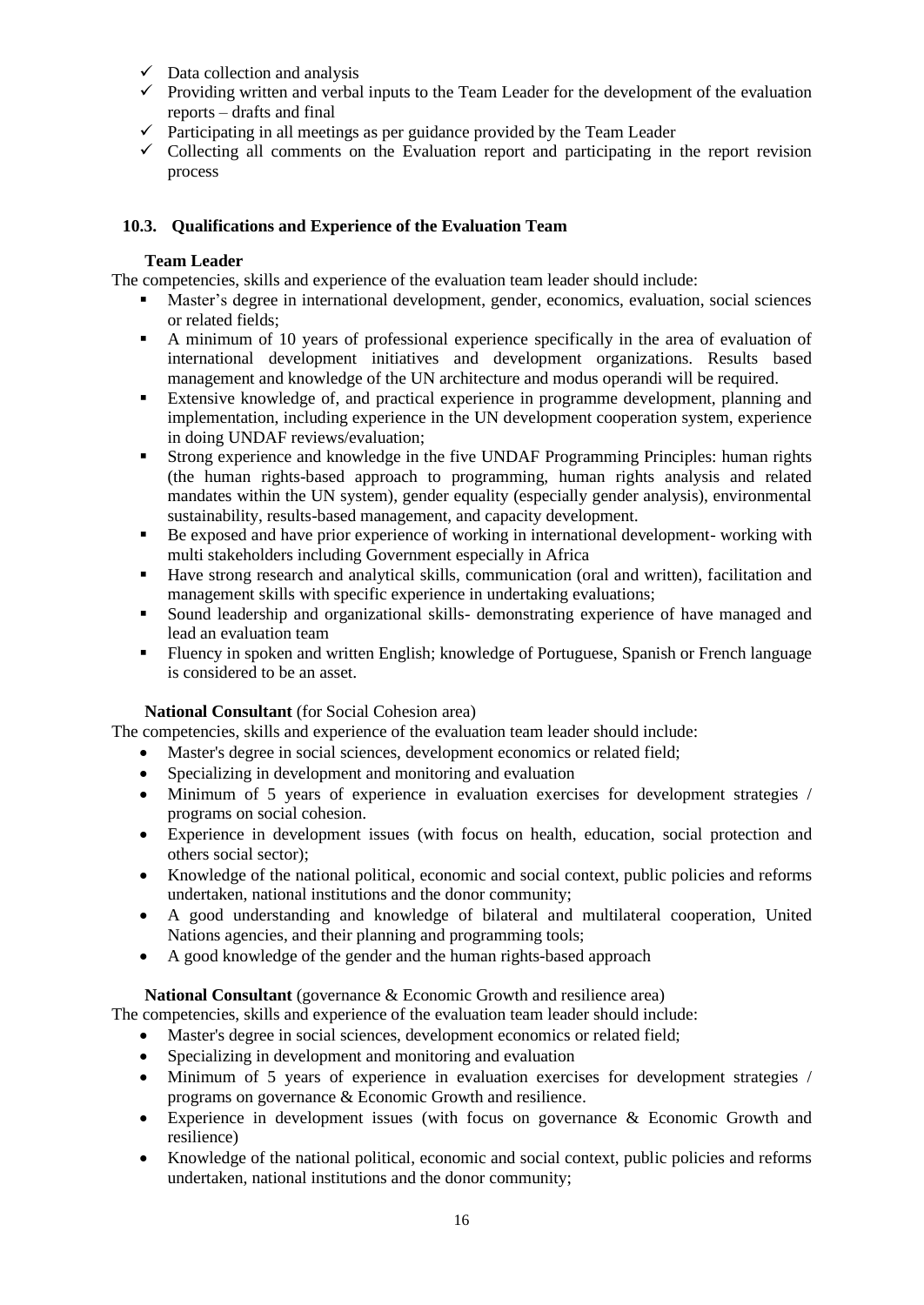- ✓ Data collection and analysis
- ✓ Providing written and verbal inputs to the Team Leader for the development of the evaluation reports – drafts and final
- ✓ Participating in all meetings as per guidance provided by the Team Leader
- ✓ Collecting all comments on the Evaluation report and participating in the report revision process

### 10.3. Qualifications and Experience of the Evaluation Team

**Team Leader**

The competencies, skills and experience of the evaluation team leader should include:

- Master's degree in international development, gender, economics, evaluation, social sciences or related fields;
- A minimum of 10 years of professional experience specifically in the area of evaluation of international development initiatives and development organizations. Results based management and knowledge of the UN architecture and modus operandi will be required.
- Extensive knowledge of, and practical experience in programme development, planning and implementation, including experience in the UN development cooperation system, experience in doing UNDAF reviews/evaluation;
- Strong experience and knowledge in the five UNDAF Programming Principles: human rights (the human rights-based approach to programming, human rights analysis and related mandates within the UN system), gender equality (especially gender analysis), environmental sustainability, results-based management, and capacity development.
- Be exposed and have prior experience of working in international development- working with multi stakeholders including Government especially in Africa
- Have strong research and analytical skills, communication (oral and written), facilitation and management skills with specific experience in undertaking evaluations;
- Sound leadership and organizational skills- demonstrating experience of have managed and lead an evaluation team
- Fluency in spoken and written English; knowledge of Portuguese, Spanish or French language is considered to be an asset.

**National Consultant** (for Social Cohesion area)

The competencies, skills and experience of the evaluation team leader should include:

- Master's degree in social sciences, development economics or related field;
- Specializing in development and monitoring and evaluation
- Minimum of 5 years of experience in evaluation exercises for development strategies / programs on social cohesion.
- Experience in development issues (with focus on health, education, social protection and others social sector);
- Knowledge of the national political, economic and social context, public policies and reforms undertaken, national institutions and the donor community;
- A good understanding and knowledge of bilateral and multilateral cooperation, United Nations agencies, and their planning and programming tools;
- A good knowledge of the gender and the human rights-based approach

**National Consultant** (governance & Economic Growth and resilience area)

The competencies, skills and experience of the evaluation team leader should include:

- Master's degree in social sciences, development economics or related field;
- Specializing in development and monitoring and evaluation
- Minimum of 5 years of experience in evaluation exercises for development strategies / programs on governance & Economic Growth and resilience.
- Experience in development issues (with focus on governance & Economic Growth and resilience)
- Knowledge of the national political, economic and social context, public policies and reforms undertaken, national institutions and the donor community;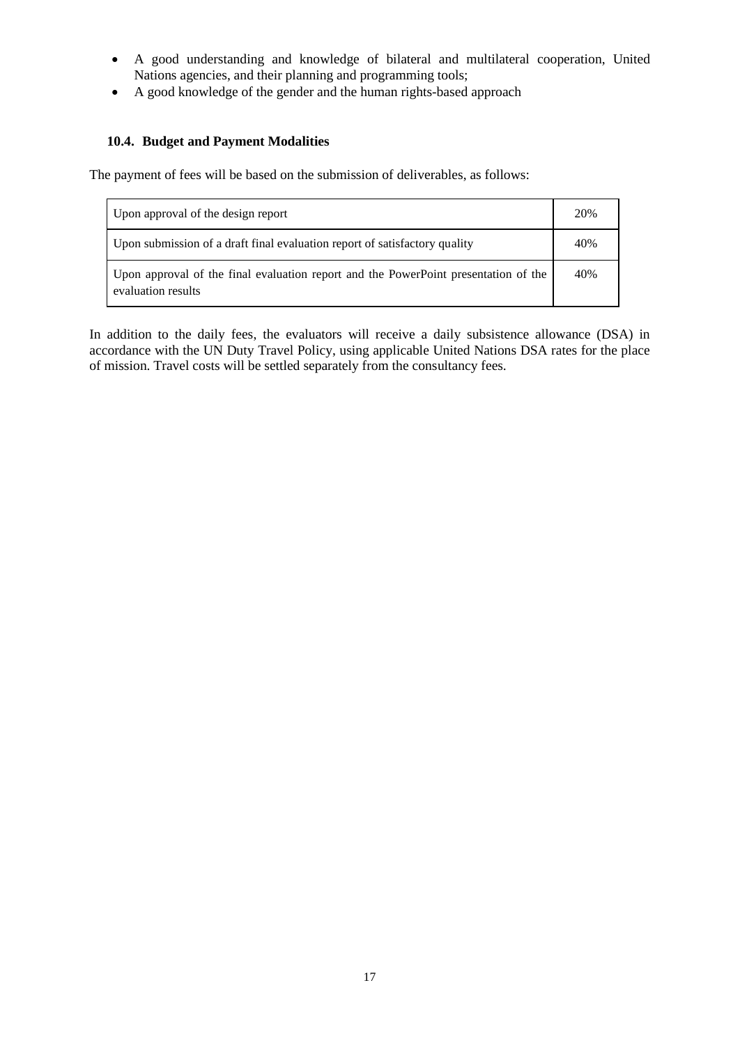- A good understanding and knowledge of bilateral and multilateral cooperation, United Nations agencies, and their planning and programming tools;
- A good knowledge of the gender and the human rights-based approach

### 10.4. Budget and Payment Modalities

The payment of fees will be based on the submission of deliverables, as follows:

| | |
|---|---|
| Upon approval of the design report | 20% |
| Upon submission of a draft final evaluation report of satisfactory quality | 40% |
| Upon approval of the final evaluation report and the PowerPoint presentation of the evaluation results | 40% |

In addition to the daily fees, the evaluators will receive a daily subsistence allowance (DSA) in accordance with the UN Duty Travel Policy, using applicable United Nations DSA rates for the place of mission. Travel costs will be settled separately from the consultancy fees.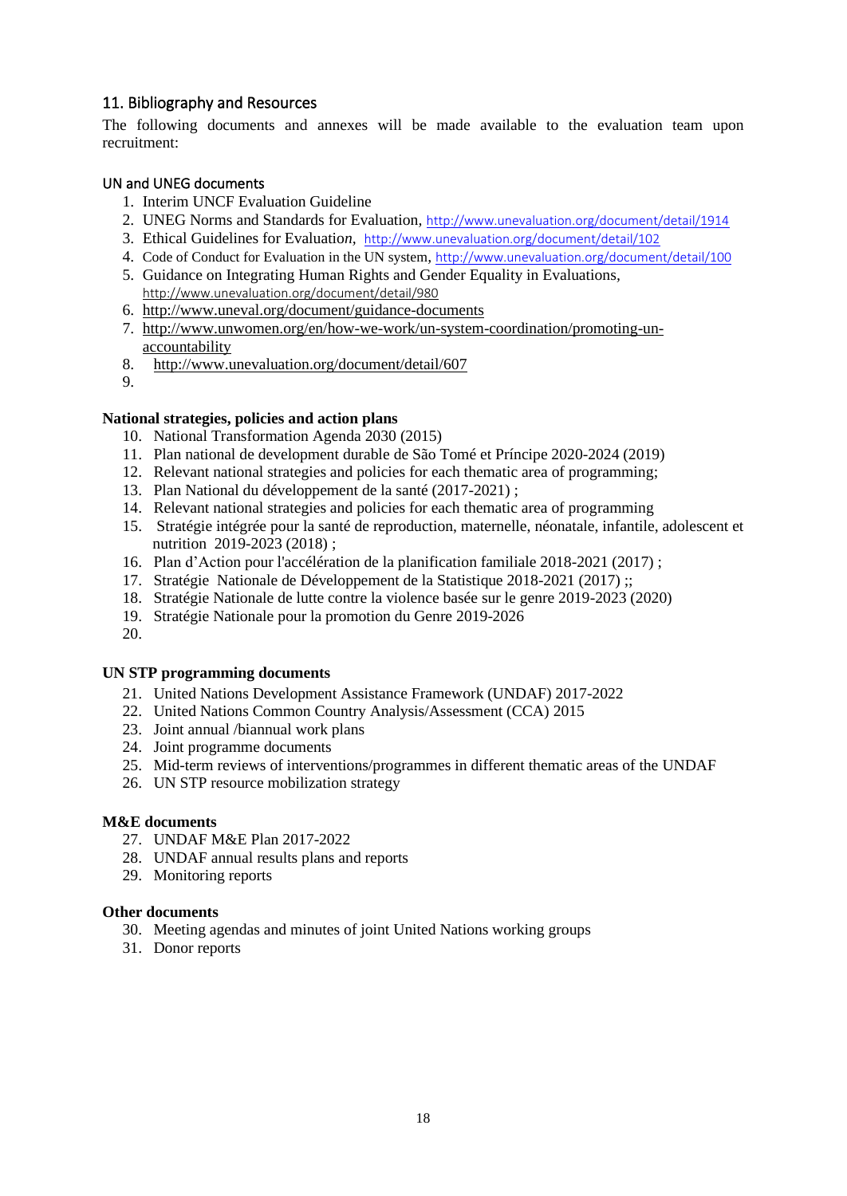## 11. Bibliography and Resources

The following documents and annexes will be made available to the evaluation team upon recruitment:

### UN and UNEG documents

1. Interim UNCF Evaluation Guideline
2. UNEG Norms and Standards for Evaluation, http://www.unevaluation.org/document/detail/1914
3. Ethical Guidelines for Evaluation, http://www.unevaluation.org/document/detail/102
4. Code of Conduct for Evaluation in the UN system, http://www.unevaluation.org/document/detail/100
5. Guidance on Integrating Human Rights and Gender Equality in Evaluations, http://www.unevaluation.org/document/detail/980
6. http://www.uneval.org/document/guidance-documents
7. http://www.unwomen.org/en/how-we-work/un-system-coordination/promoting-un-accountability
8. http://www.unevaluation.org/document/detail/607
9. 

**National strategies, policies and action plans**

10. National Transformation Agenda 2030 (2015)
11. Plan national de development durable de São Tomé et Príncipe 2020-2024 (2019)
12. Relevant national strategies and policies for each thematic area of programming;
13. Plan National du développement de la santé (2017-2021) ;
14. Relevant national strategies and policies for each thematic area of programming
15. Stratégie intégrée pour la santé de reproduction, maternelle, néonatale, infantile, adolescent et nutrition 2019-2023 (2018) ;
16. Plan d'Action pour l'accélération de la planification familiale 2018-2021 (2017) ;
17. Stratégie Nationale de Développement de la Statistique 2018-2021 (2017) ;;
18. Stratégie Nationale de lutte contre la violence basée sur le genre 2019-2023 (2020)
19. Stratégie Nationale pour la promotion du Genre 2019-2026
20. 

**UN STP programming documents**

21. United Nations Development Assistance Framework (UNDAF) 2017-2022
22. United Nations Common Country Analysis/Assessment (CCA) 2015
23. Joint annual /biannual work plans
24. Joint programme documents
25. Mid-term reviews of interventions/programmes in different thematic areas of the UNDAF
26. UN STP resource mobilization strategy

**M&E documents**

27. UNDAF M&E Plan 2017-2022
28. UNDAF annual results plans and reports
29. Monitoring reports

**Other documents**

30. Meeting agendas and minutes of joint United Nations working groups
31. Donor reports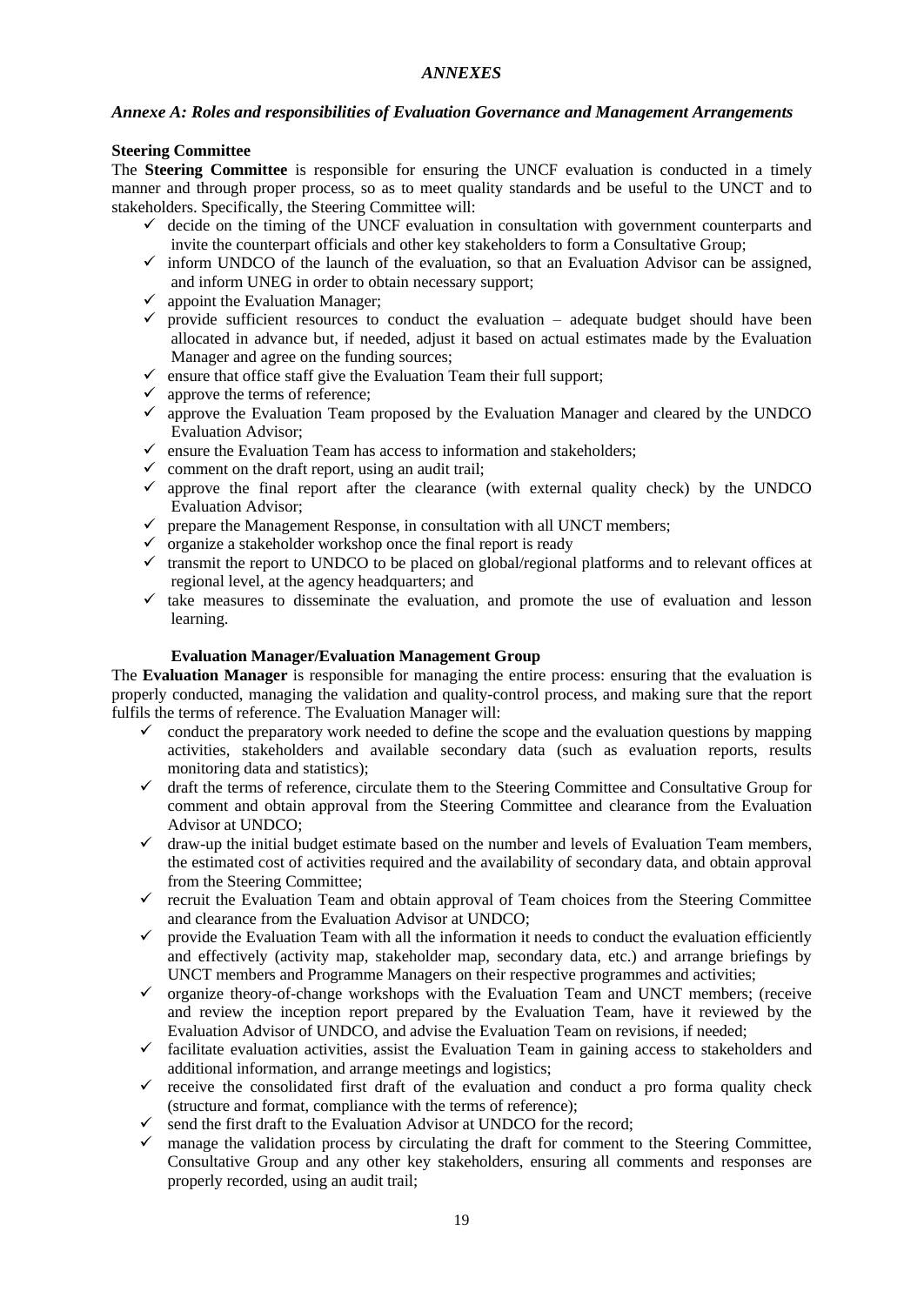*ANNEXES*

## *Annexe A: Roles and responsibilities of Evaluation Governance and Management Arrangements*

**Steering Committee**

The **Steering Committee** is responsible for ensuring the UNCF evaluation is conducted in a timely manner and through proper process, so as to meet quality standards and be useful to the UNCT and to stakeholders. Specifically, the Steering Committee will:

- ✓ decide on the timing of the UNCF evaluation in consultation with government counterparts and invite the counterpart officials and other key stakeholders to form a Consultative Group;
- ✓ inform UNDCO of the launch of the evaluation, so that an Evaluation Advisor can be assigned, and inform UNEG in order to obtain necessary support;
- ✓ appoint the Evaluation Manager;
- ✓ provide sufficient resources to conduct the evaluation – adequate budget should have been allocated in advance but, if needed, adjust it based on actual estimates made by the Evaluation Manager and agree on the funding sources;
- ✓ ensure that office staff give the Evaluation Team their full support;
- ✓ approve the terms of reference;
- ✓ approve the Evaluation Team proposed by the Evaluation Manager and cleared by the UNDCO Evaluation Advisor;
- ✓ ensure the Evaluation Team has access to information and stakeholders;
- ✓ comment on the draft report, using an audit trail;
- ✓ approve the final report after the clearance (with external quality check) by the UNDCO Evaluation Advisor;
- ✓ prepare the Management Response, in consultation with all UNCT members;
- ✓ organize a stakeholder workshop once the final report is ready
- ✓ transmit the report to UNDCO to be placed on global/regional platforms and to relevant offices at regional level, at the agency headquarters; and
- ✓ take measures to disseminate the evaluation, and promote the use of evaluation and lesson learning.

**Evaluation Manager/Evaluation Management Group**

The **Evaluation Manager** is responsible for managing the entire process: ensuring that the evaluation is properly conducted, managing the validation and quality-control process, and making sure that the report fulfils the terms of reference. The Evaluation Manager will:

- ✓ conduct the preparatory work needed to define the scope and the evaluation questions by mapping activities, stakeholders and available secondary data (such as evaluation reports, results monitoring data and statistics);
- ✓ draft the terms of reference, circulate them to the Steering Committee and Consultative Group for comment and obtain approval from the Steering Committee and clearance from the Evaluation Advisor at UNDCO;
- ✓ draw-up the initial budget estimate based on the number and levels of Evaluation Team members, the estimated cost of activities required and the availability of secondary data, and obtain approval from the Steering Committee;
- ✓ recruit the Evaluation Team and obtain approval of Team choices from the Steering Committee and clearance from the Evaluation Advisor at UNDCO;
- ✓ provide the Evaluation Team with all the information it needs to conduct the evaluation efficiently and effectively (activity map, stakeholder map, secondary data, etc.) and arrange briefings by UNCT members and Programme Managers on their respective programmes and activities;
- ✓ organize theory-of-change workshops with the Evaluation Team and UNCT members; (receive and review the inception report prepared by the Evaluation Team, have it reviewed by the Evaluation Advisor of UNDCO, and advise the Evaluation Team on revisions, if needed;
- ✓ facilitate evaluation activities, assist the Evaluation Team in gaining access to stakeholders and additional information, and arrange meetings and logistics;
- ✓ receive the consolidated first draft of the evaluation and conduct a pro forma quality check (structure and format, compliance with the terms of reference);
- ✓ send the first draft to the Evaluation Advisor at UNDCO for the record;
- ✓ manage the validation process by circulating the draft for comment to the Steering Committee, Consultative Group and any other key stakeholders, ensuring all comments and responses are properly recorded, using an audit trail;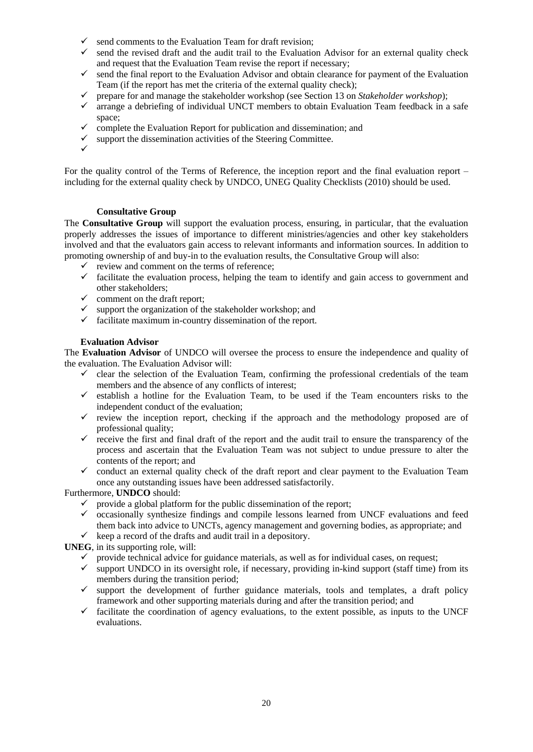- ✓ send comments to the Evaluation Team for draft revision;
- ✓ send the revised draft and the audit trail to the Evaluation Advisor for an external quality check and request that the Evaluation Team revise the report if necessary;
- ✓ send the final report to the Evaluation Advisor and obtain clearance for payment of the Evaluation Team (if the report has met the criteria of the external quality check);
- ✓ prepare for and manage the stakeholder workshop (see Section 13 on *Stakeholder workshop*);
- ✓ arrange a debriefing of individual UNCT members to obtain Evaluation Team feedback in a safe space;
- ✓ complete the Evaluation Report for publication and dissemination; and
- ✓ support the dissemination activities of the Steering Committee.
- ✓

For the quality control of the Terms of Reference, the inception report and the final evaluation report – including for the external quality check by UNDCO, UNEG Quality Checklists (2010) should be used.

**Consultative Group**

The **Consultative Group** will support the evaluation process, ensuring, in particular, that the evaluation properly addresses the issues of importance to different ministries/agencies and other key stakeholders involved and that the evaluators gain access to relevant informants and information sources. In addition to promoting ownership of and buy-in to the evaluation results, the Consultative Group will also:

- ✓ review and comment on the terms of reference;
- ✓ facilitate the evaluation process, helping the team to identify and gain access to government and other stakeholders;
- ✓ comment on the draft report;
- ✓ support the organization of the stakeholder workshop; and
- ✓ facilitate maximum in-country dissemination of the report.

**Evaluation Advisor**

The **Evaluation Advisor** of UNDCO will oversee the process to ensure the independence and quality of the evaluation. The Evaluation Advisor will:

- ✓ clear the selection of the Evaluation Team, confirming the professional credentials of the team members and the absence of any conflicts of interest;
- ✓ establish a hotline for the Evaluation Team, to be used if the Team encounters risks to the independent conduct of the evaluation;
- ✓ review the inception report, checking if the approach and the methodology proposed are of professional quality;
- ✓ receive the first and final draft of the report and the audit trail to ensure the transparency of the process and ascertain that the Evaluation Team was not subject to undue pressure to alter the contents of the report; and
- ✓ conduct an external quality check of the draft report and clear payment to the Evaluation Team once any outstanding issues have been addressed satisfactorily.

Furthermore, **UNDCO** should:

- ✓ provide a global platform for the public dissemination of the report;
- ✓ occasionally synthesize findings and compile lessons learned from UNCF evaluations and feed them back into advice to UNCTs, agency management and governing bodies, as appropriate; and
- ✓ keep a record of the drafts and audit trail in a depository.

**UNEG**, in its supporting role, will:

- ✓ provide technical advice for guidance materials, as well as for individual cases, on request;
- ✓ support UNDCO in its oversight role, if necessary, providing in-kind support (staff time) from its members during the transition period;
- ✓ support the development of further guidance materials, tools and templates, a draft policy framework and other supporting materials during and after the transition period; and
- ✓ facilitate the coordination of agency evaluations, to the extent possible, as inputs to the UNCF evaluations.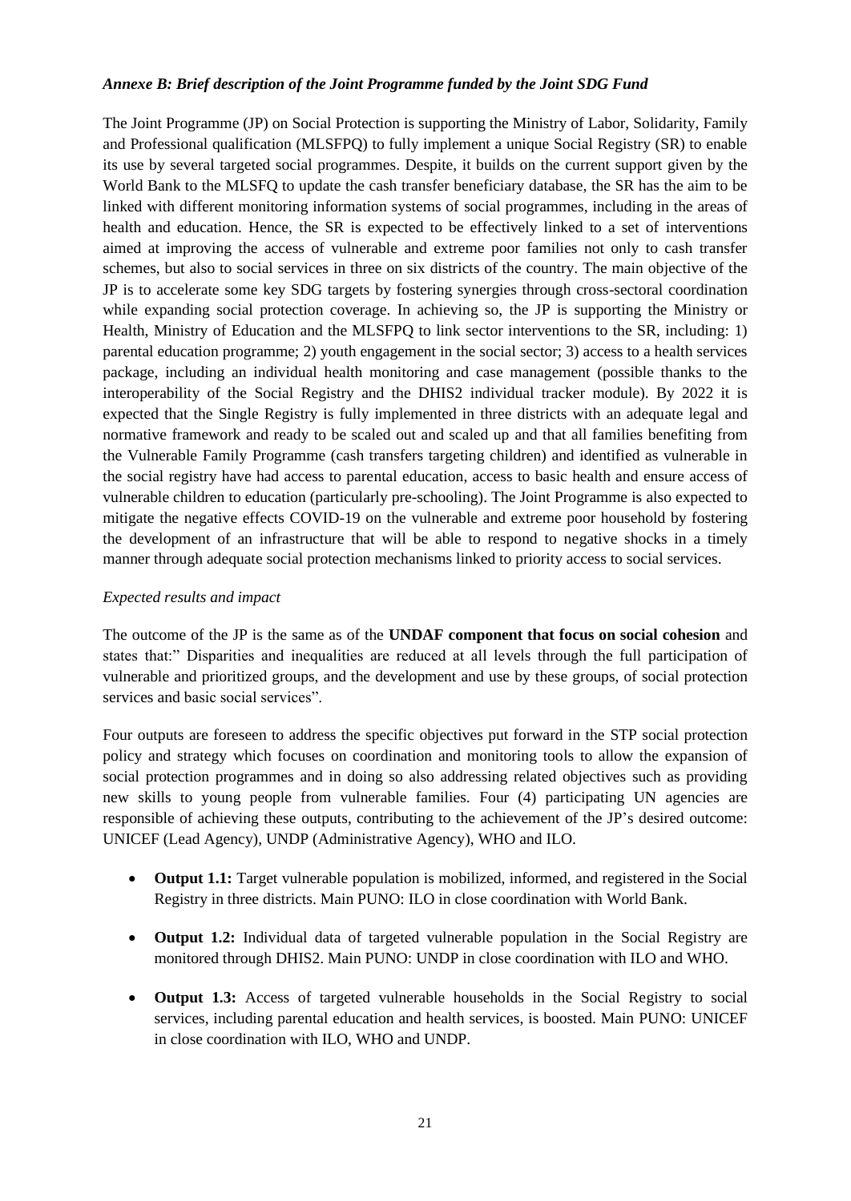*Annexe B: Brief description of the Joint Programme funded by the Joint SDG Fund*

The Joint Programme (JP) on Social Protection is supporting the Ministry of Labor, Solidarity, Family and Professional qualification (MLSFPQ) to fully implement a unique Social Registry (SR) to enable its use by several targeted social programmes. Despite, it builds on the current support given by the World Bank to the MLSFQ to update the cash transfer beneficiary database, the SR has the aim to be linked with different monitoring information systems of social programmes, including in the areas of health and education. Hence, the SR is expected to be effectively linked to a set of interventions aimed at improving the access of vulnerable and extreme poor families not only to cash transfer schemes, but also to social services in three on six districts of the country. The main objective of the JP is to accelerate some key SDG targets by fostering synergies through cross-sectoral coordination while expanding social protection coverage. In achieving so, the JP is supporting the Ministry or Health, Ministry of Education and the MLSFPQ to link sector interventions to the SR, including: 1) parental education programme; 2) youth engagement in the social sector; 3) access to a health services package, including an individual health monitoring and case management (possible thanks to the interoperability of the Social Registry and the DHIS2 individual tracker module). By 2022 it is expected that the Single Registry is fully implemented in three districts with an adequate legal and normative framework and ready to be scaled out and scaled up and that all families benefiting from the Vulnerable Family Programme (cash transfers targeting children) and identified as vulnerable in the social registry have had access to parental education, access to basic health and ensure access of vulnerable children to education (particularly pre-schooling). The Joint Programme is also expected to mitigate the negative effects COVID-19 on the vulnerable and extreme poor household by fostering the development of an infrastructure that will be able to respond to negative shocks in a timely manner through adequate social protection mechanisms linked to priority access to social services.

*Expected results and impact*

The outcome of the JP is the same as of the **UNDAF component that focus on social cohesion** and states that:" Disparities and inequalities are reduced at all levels through the full participation of vulnerable and prioritized groups, and the development and use by these groups, of social protection services and basic social services".

Four outputs are foreseen to address the specific objectives put forward in the STP social protection policy and strategy which focuses on coordination and monitoring tools to allow the expansion of social protection programmes and in doing so also addressing related objectives such as providing new skills to young people from vulnerable families. Four (4) participating UN agencies are responsible of achieving these outputs, contributing to the achievement of the JP's desired outcome: UNICEF (Lead Agency), UNDP (Administrative Agency), WHO and ILO.

- **Output 1.1:** Target vulnerable population is mobilized, informed, and registered in the Social Registry in three districts. Main PUNO: ILO in close coordination with World Bank.
- **Output 1.2:** Individual data of targeted vulnerable population in the Social Registry are monitored through DHIS2. Main PUNO: UNDP in close coordination with ILO and WHO.
- **Output 1.3:** Access of targeted vulnerable households in the Social Registry to social services, including parental education and health services, is boosted. Main PUNO: UNICEF in close coordination with ILO, WHO and UNDP.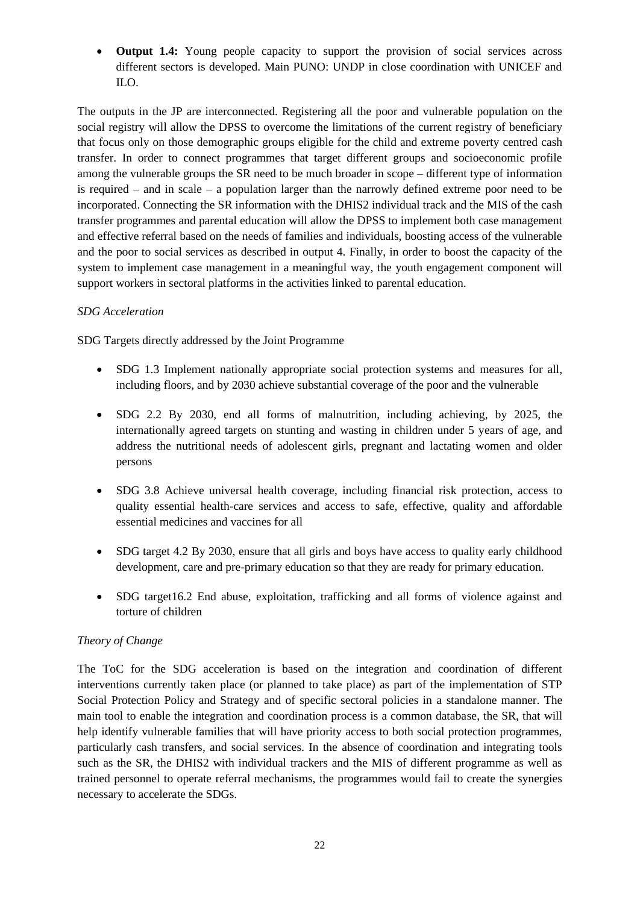- **Output 1.4:** Young people capacity to support the provision of social services across different sectors is developed. Main PUNO: UNDP in close coordination with UNICEF and ILO.

The outputs in the JP are interconnected. Registering all the poor and vulnerable population on the social registry will allow the DPSS to overcome the limitations of the current registry of beneficiary that focus only on those demographic groups eligible for the child and extreme poverty centred cash transfer. In order to connect programmes that target different groups and socioeconomic profile among the vulnerable groups the SR need to be much broader in scope – different type of information is required – and in scale – a population larger than the narrowly defined extreme poor need to be incorporated. Connecting the SR information with the DHIS2 individual track and the MIS of the cash transfer programmes and parental education will allow the DPSS to implement both case management and effective referral based on the needs of families and individuals, boosting access of the vulnerable and the poor to social services as described in output 4. Finally, in order to boost the capacity of the system to implement case management in a meaningful way, the youth engagement component will support workers in sectoral platforms in the activities linked to parental education.

*SDG Acceleration*

SDG Targets directly addressed by the Joint Programme

- SDG 1.3 Implement nationally appropriate social protection systems and measures for all, including floors, and by 2030 achieve substantial coverage of the poor and the vulnerable
- SDG 2.2 By 2030, end all forms of malnutrition, including achieving, by 2025, the internationally agreed targets on stunting and wasting in children under 5 years of age, and address the nutritional needs of adolescent girls, pregnant and lactating women and older persons
- SDG 3.8 Achieve universal health coverage, including financial risk protection, access to quality essential health-care services and access to safe, effective, quality and affordable essential medicines and vaccines for all
- SDG target 4.2 By 2030, ensure that all girls and boys have access to quality early childhood development, care and pre-primary education so that they are ready for primary education.
- SDG target16.2 End abuse, exploitation, trafficking and all forms of violence against and torture of children

*Theory of Change*

The ToC for the SDG acceleration is based on the integration and coordination of different interventions currently taken place (or planned to take place) as part of the implementation of STP Social Protection Policy and Strategy and of specific sectoral policies in a standalone manner. The main tool to enable the integration and coordination process is a common database, the SR, that will help identify vulnerable families that will have priority access to both social protection programmes, particularly cash transfers, and social services. In the absence of coordination and integrating tools such as the SR, the DHIS2 with individual trackers and the MIS of different programme as well as trained personnel to operate referral mechanisms, the programmes would fail to create the synergies necessary to accelerate the SDGs.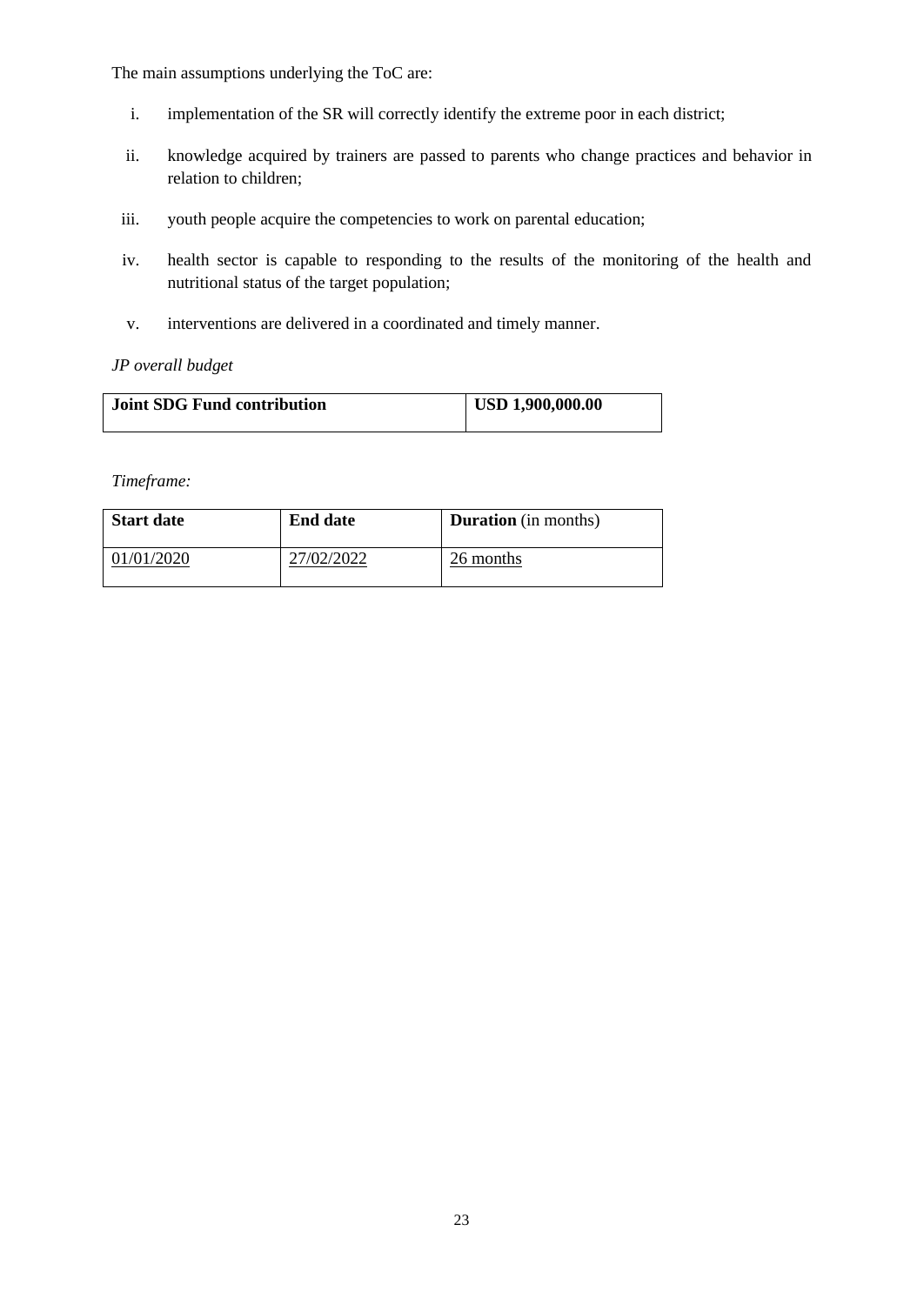The main assumptions underlying the ToC are:

i. implementation of the SR will correctly identify the extreme poor in each district;

ii. knowledge acquired by trainers are passed to parents who change practices and behavior in relation to children;

iii. youth people acquire the competencies to work on parental education;

iv. health sector is capable to responding to the results of the monitoring of the health and nutritional status of the target population;

v. interventions are delivered in a coordinated and timely manner.

*JP overall budget*

| **Joint SDG Fund contribution** | **USD 1,900,000.00** |
|---|---|

*Timeframe:*

| **Start date** | **End date** | **Duration** (in months) |
|---|---|---|
| 01/01/2020 | 27/02/2022 | 26 months |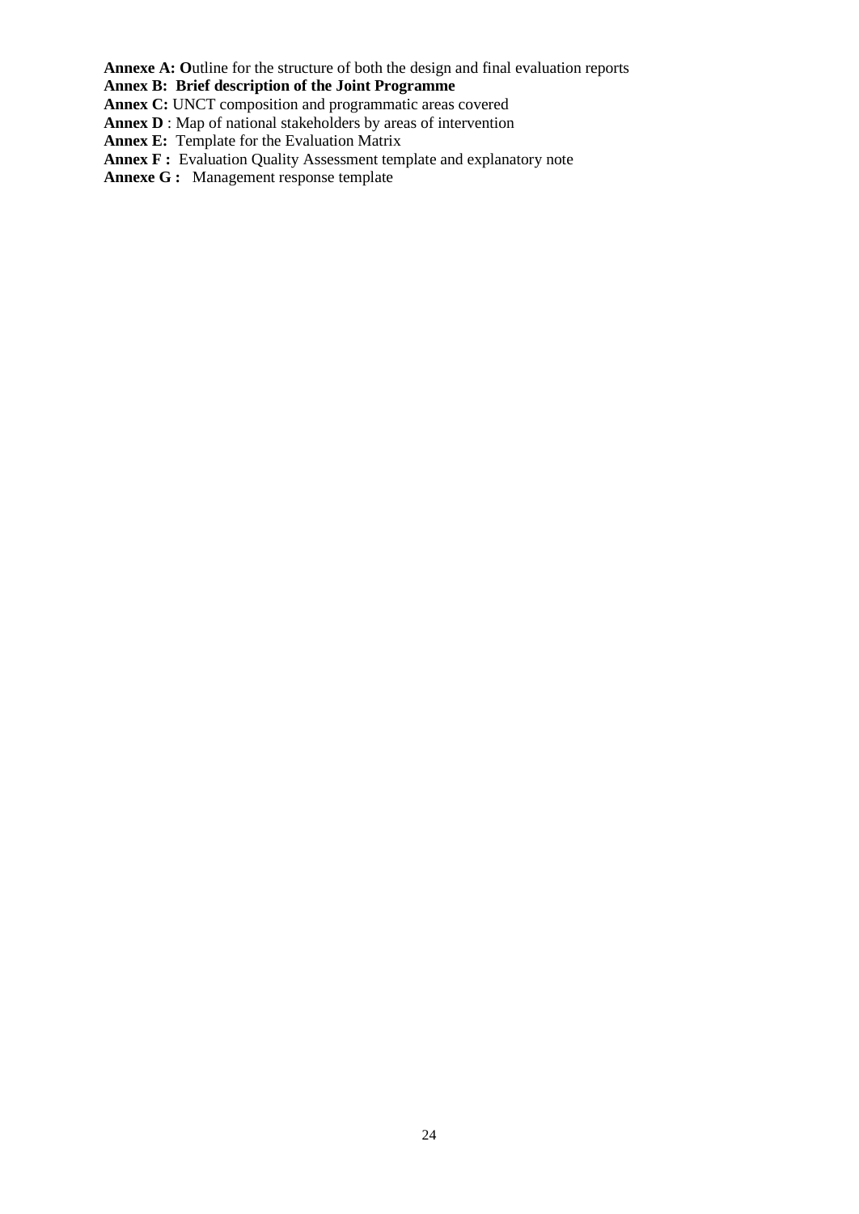**Annexe A: O**utline for the structure of both the design and final evaluation reports
**Annex B: Brief description of the Joint Programme**
**Annex C:** UNCT composition and programmatic areas covered
**Annex D** : Map of national stakeholders by areas of intervention
**Annex E:** Template for the Evaluation Matrix
**Annex F :** Evaluation Quality Assessment template and explanatory note
**Annexe G :** Management response template